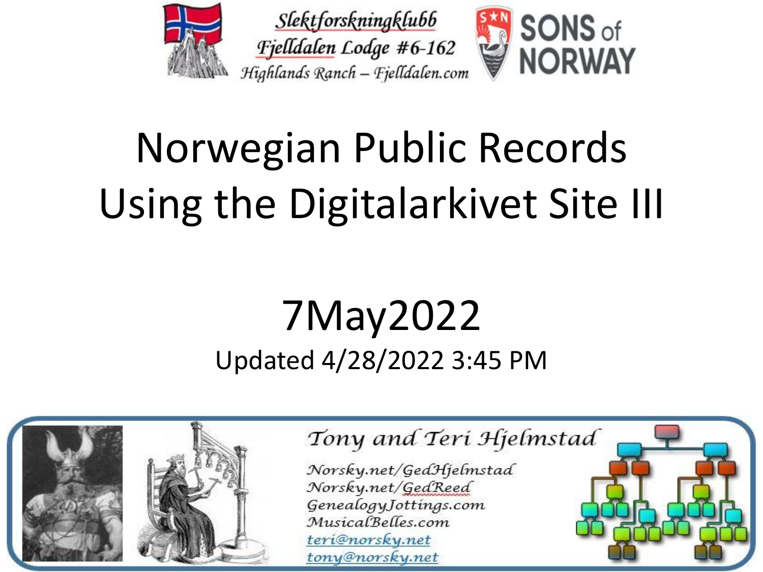Slektforskningklubb
Fjelldalen Lodge #6-162
Highlands Ranch – Fjelldalen.com

SONS of NORWAY

# Norwegian Public Records Using the Digitalarkivet Site III

## 7May2022

Updated 4/28/2022 3:45 PM

Tony and Teri Hjelmstad

Norsky.net/GedHjelmstad
Norsky.net/GedReed
GenealogyJottings.com
MusicalBelles.com
teri@norsky.net
tony@norsky.net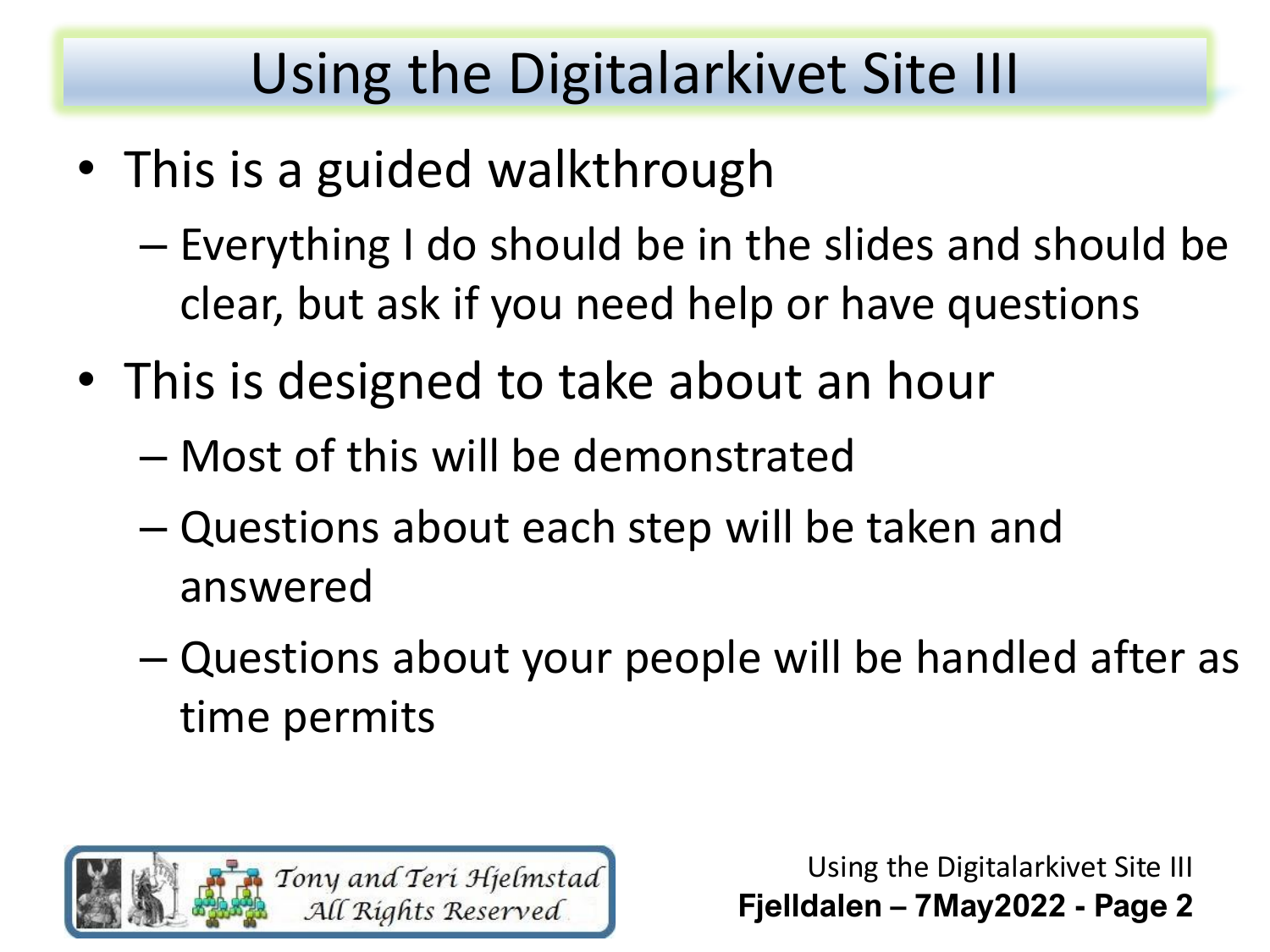# Using the Digitalarkivet Site III

- This is a guided walkthrough
  - Everything I do should be in the slides and should be clear, but ask if you need help or have questions
- This is designed to take about an hour
  - Most of this will be demonstrated
  - Questions about each step will be taken and answered
  - Questions about your people will be handled after as time permits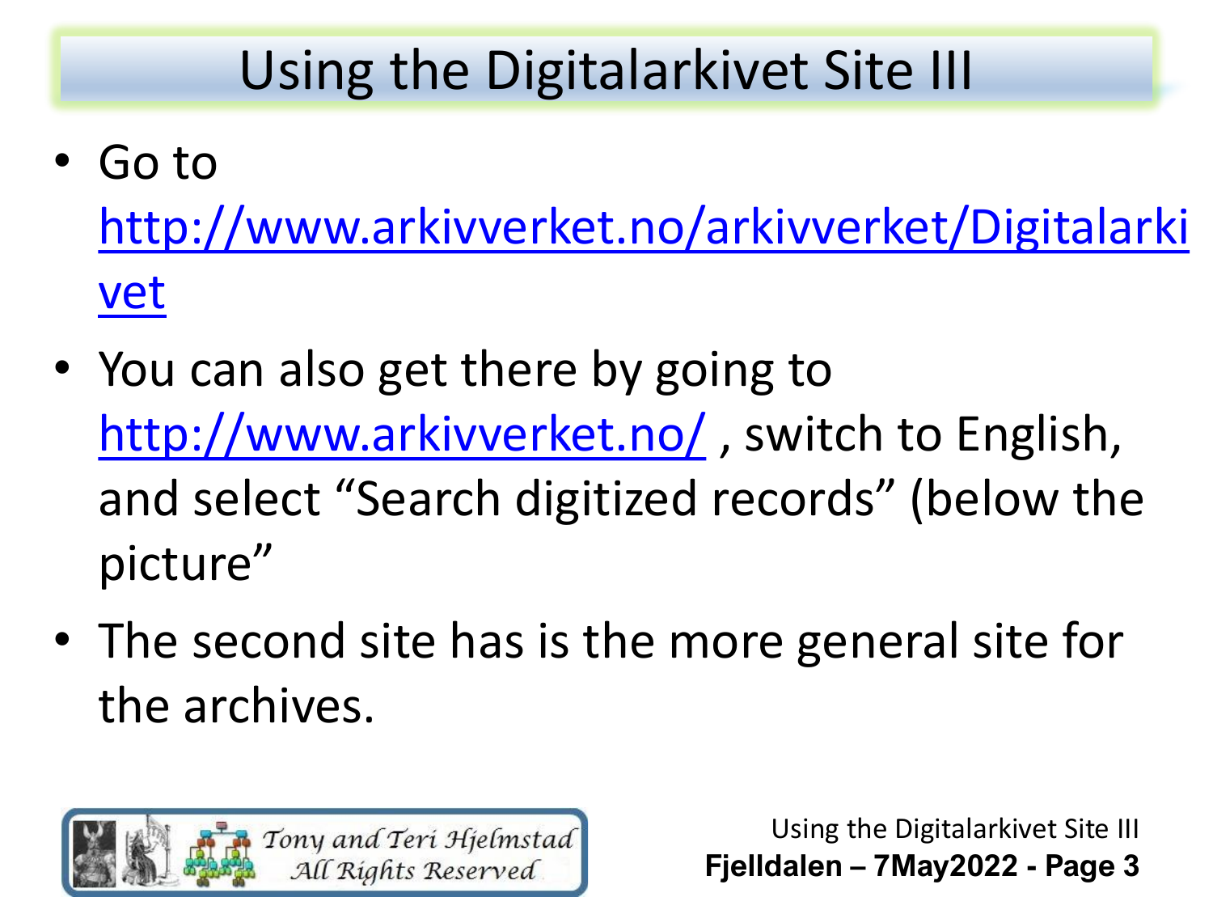# Using the Digitalarkivet Site III

- Go to http://www.arkivverket.no/arkivverket/Digitalarkivet
- You can also get there by going to http://www.arkivverket.no/ , switch to English, and select "Search digitized records" (below the picture"
- The second site has is the more general site for the archives.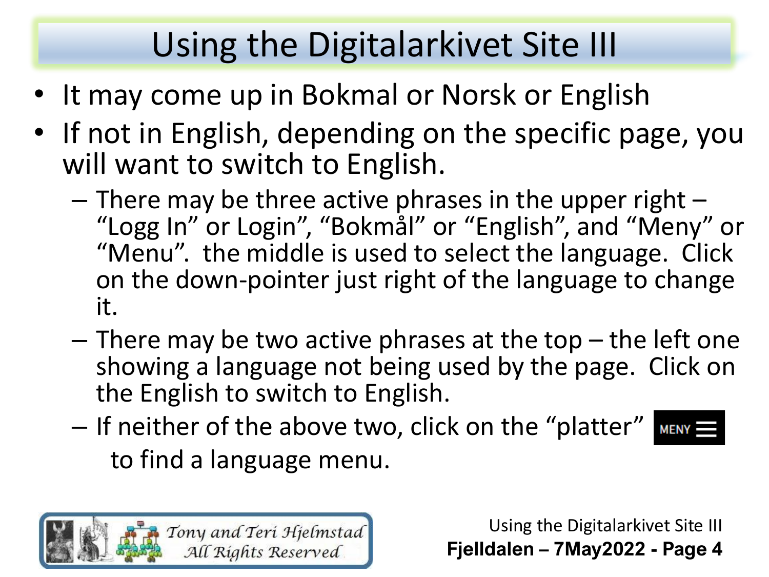# Using the Digitalarkivet Site III

- It may come up in Bokmal or Norsk or English
- If not in English, depending on the specific page, you will want to switch to English.
  - There may be three active phrases in the upper right – "Logg In" or Login", "Bokmål" or "English", and "Meny" or "Menu". the middle is used to select the language. Click on the down-pointer just right of the language to change it.
  - There may be two active phrases at the top – the left one showing a language not being used by the page. Click on the English to switch to English.
  - If neither of the above two, click on the "platter" MENY ☰ to find a language menu.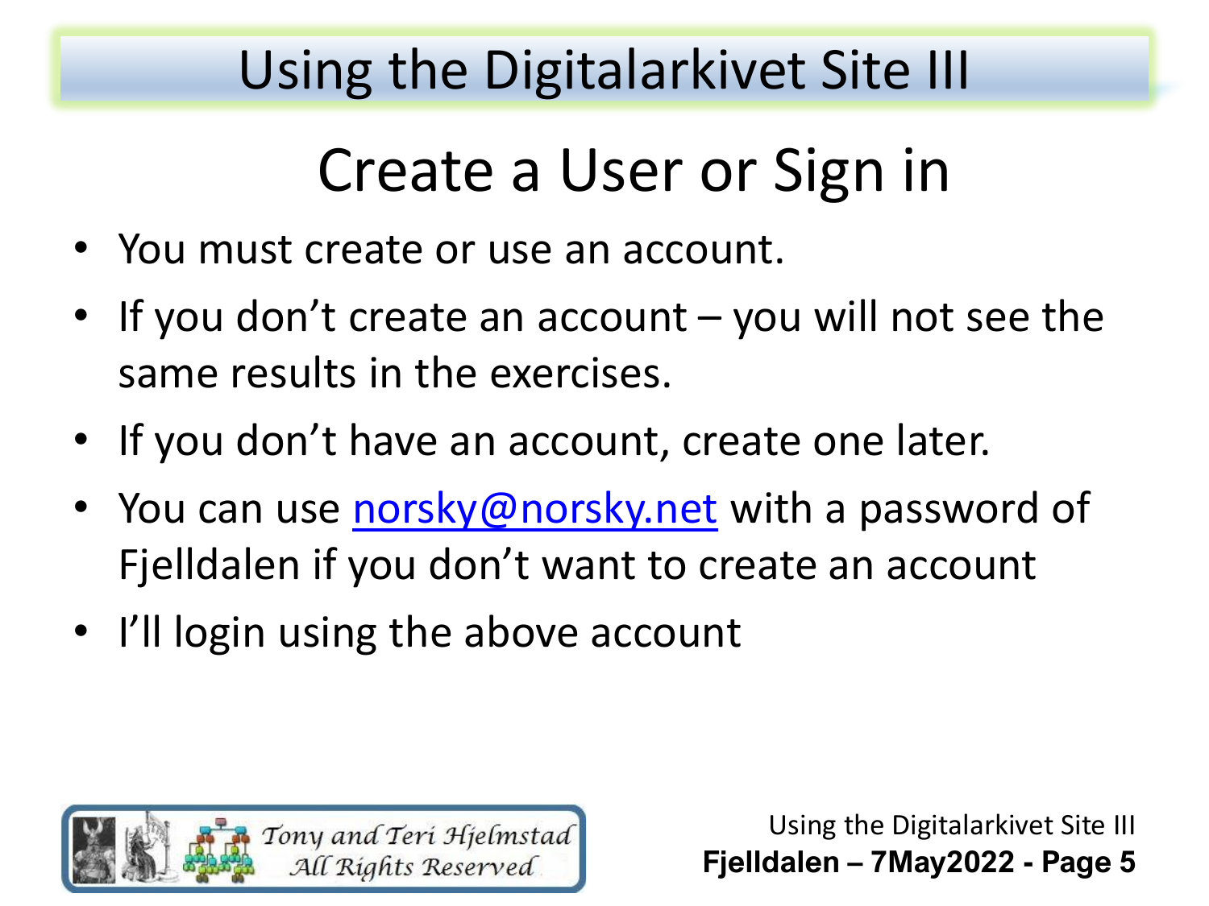# Using the Digitalarkivet Site III

## Create a User or Sign in

- You must create or use an account.
- If you don't create an account – you will not see the same results in the exercises.
- If you don't have an account, create one later.
- You can use norsky@norsky.net with a password of Fjelldalen if you don't want to create an account
- I'll login using the above account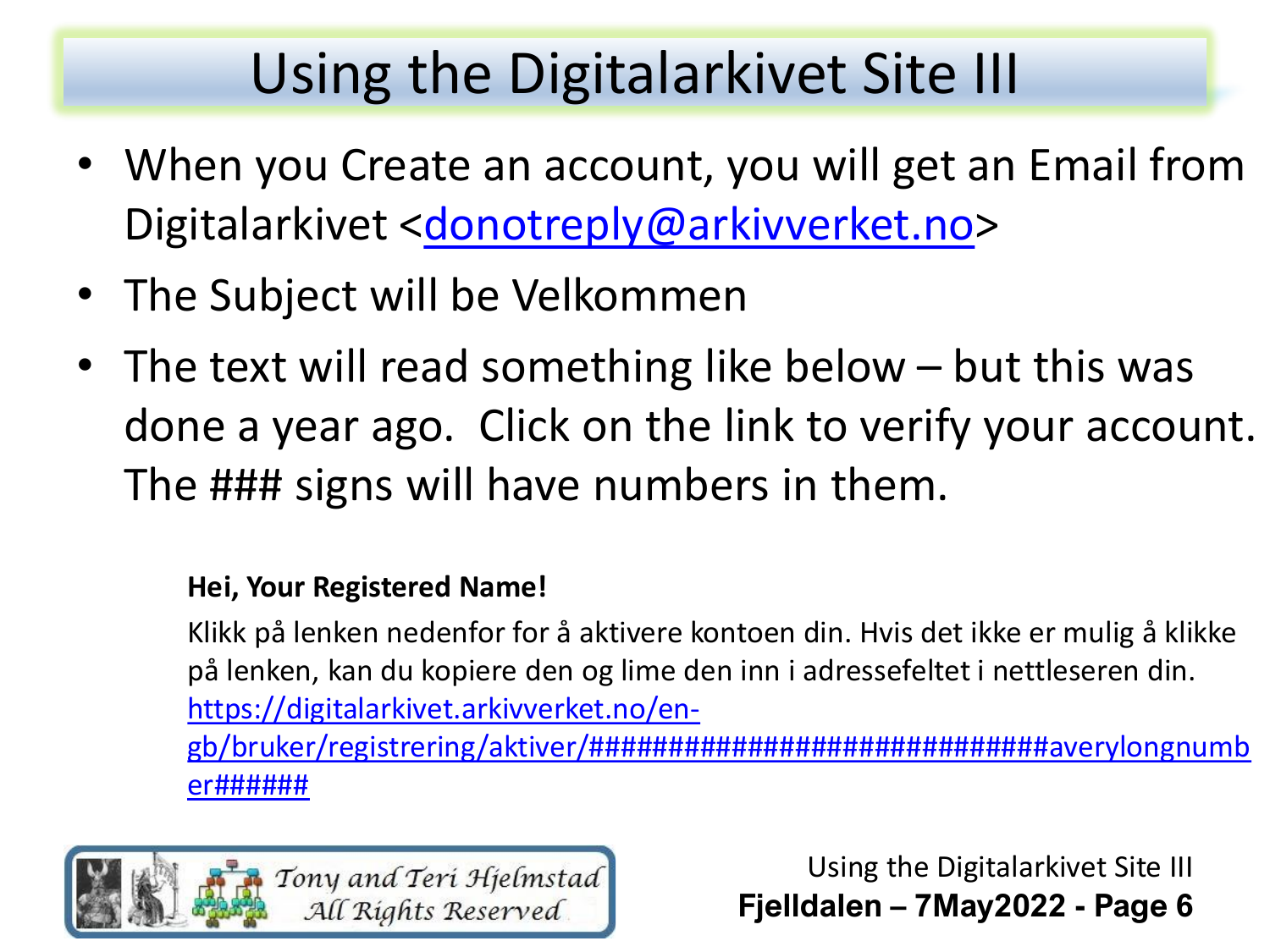# Using the Digitalarkivet Site III

- When you Create an account, you will get an Email from Digitalarkivet <donotreply@arkivverket.no>
- The Subject will be Velkommen
- The text will read something like below – but this was done a year ago. Click on the link to verify your account. The ### signs will have numbers in them.

**Hei, Your Registered Name!**

Klikk på lenken nedenfor for å aktivere kontoen din. Hvis det ikke er mulig å klikke på lenken, kan du kopiere den og lime den inn i adressefeltet i nettleseren din. https://digitalarkivet.arkivverket.no/en-gb/bruker/registrering/aktiver/###############################averylongnumber######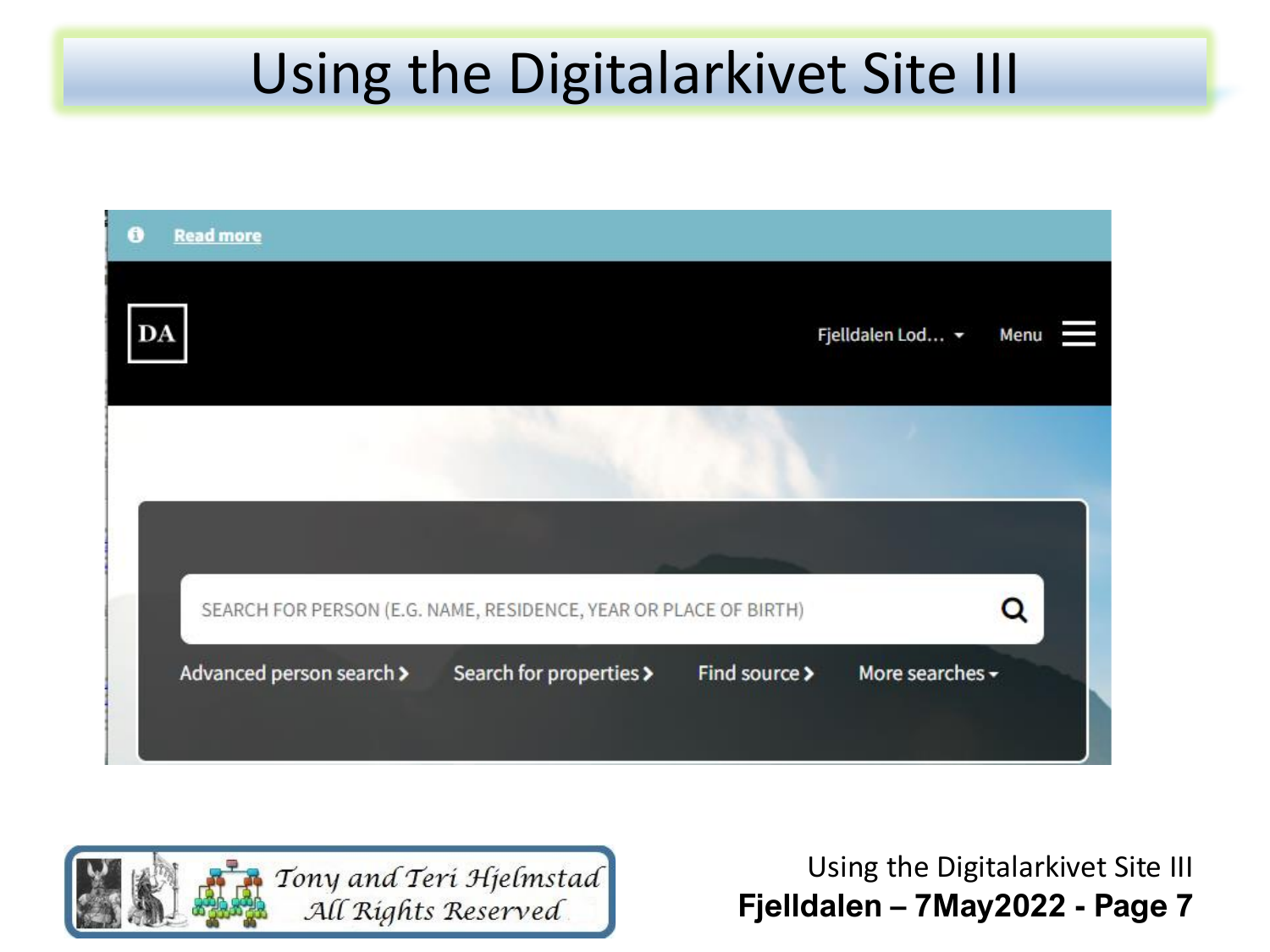# Using the Digitalarkivet Site III

Read more

DA

Fjelldalen Lod... Menu

SEARCH FOR PERSON (E.G. NAME, RESIDENCE, YEAR OR PLACE OF BIRTH)

Advanced person search › Search for properties › Find source › More searches ▾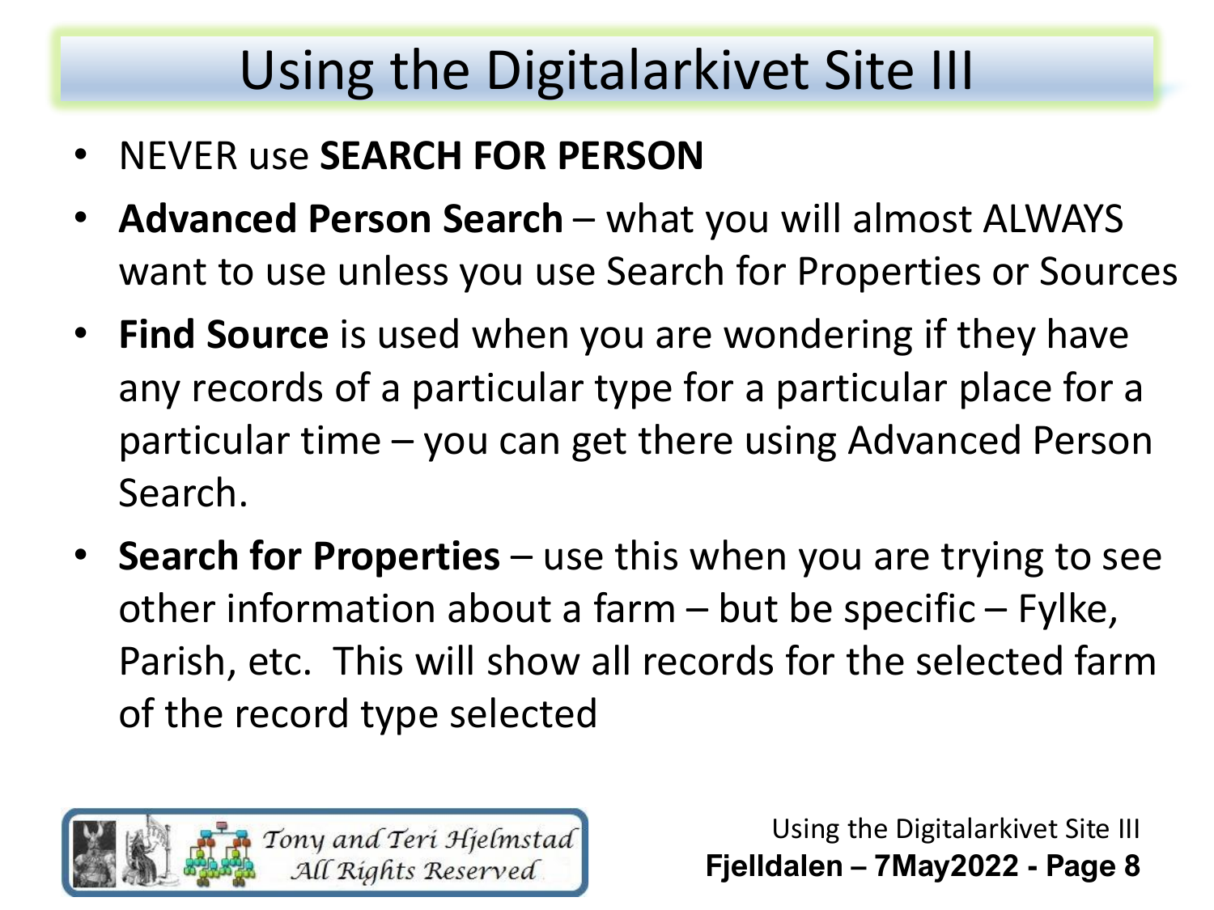# Using the Digitalarkivet Site III

- NEVER use **SEARCH FOR PERSON**
- **Advanced Person Search** – what you will almost ALWAYS want to use unless you use Search for Properties or Sources
- **Find Source** is used when you are wondering if they have any records of a particular type for a particular place for a particular time – you can get there using Advanced Person Search.
- **Search for Properties** – use this when you are trying to see other information about a farm – but be specific – Fylke, Parish, etc. This will show all records for the selected farm of the record type selected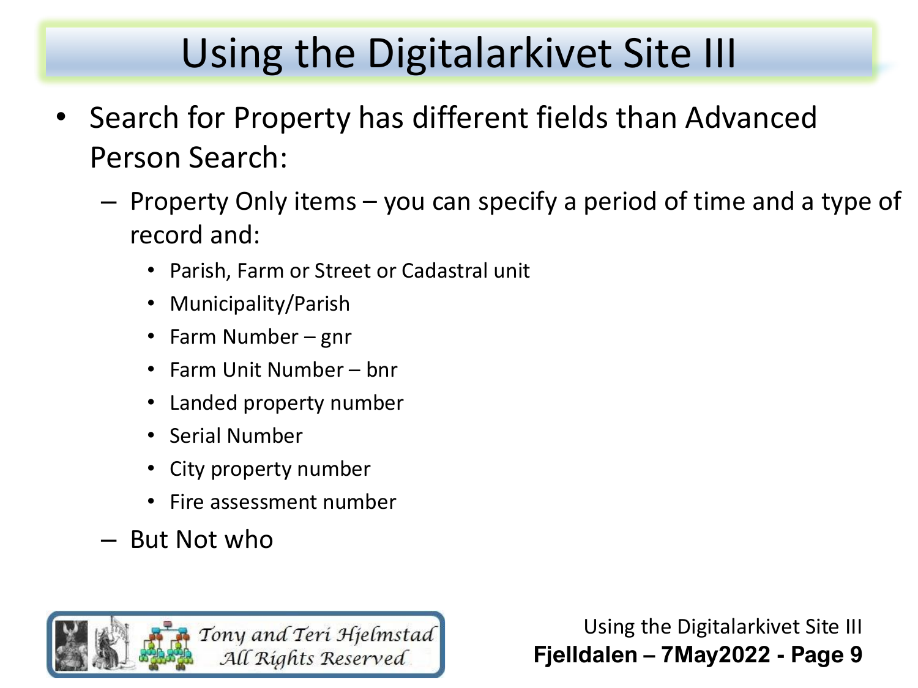# Using the Digitalarkivet Site III

- Search for Property has different fields than Advanced Person Search:
  - Property Only items – you can specify a period of time and a type of record and:
    - Parish, Farm or Street or Cadastral unit
    - Municipality/Parish
    - Farm Number – gnr
    - Farm Unit Number – bnr
    - Landed property number
    - Serial Number
    - City property number
    - Fire assessment number
  - But Not who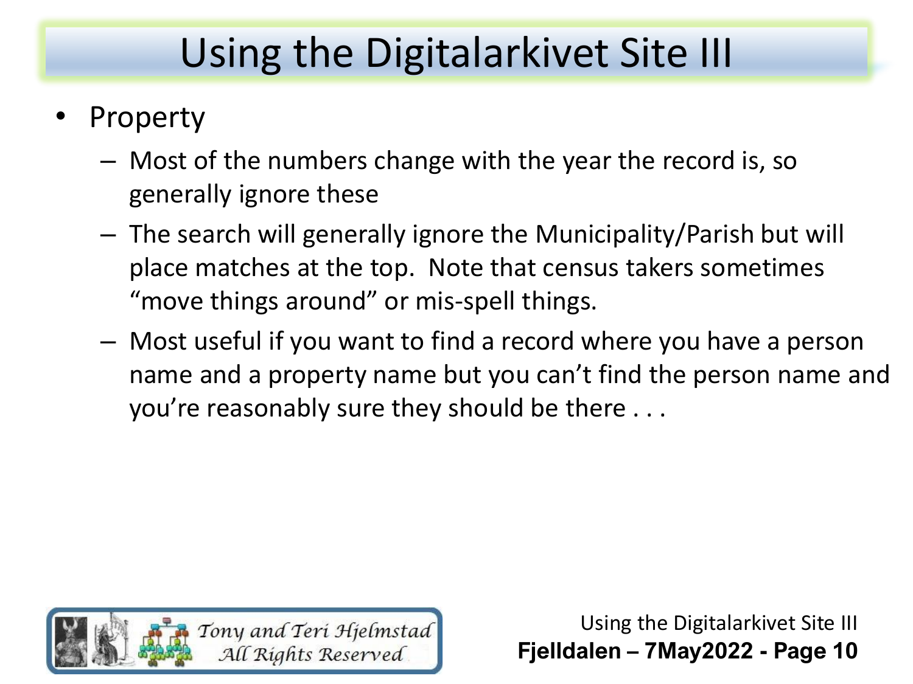# Using the Digitalarkivet Site III

- Property
  - Most of the numbers change with the year the record is, so generally ignore these
  - The search will generally ignore the Municipality/Parish but will place matches at the top. Note that census takers sometimes “move things around” or mis-spell things.
  - Most useful if you want to find a record where you have a person name and a property name but you can’t find the person name and you’re reasonably sure they should be there . . .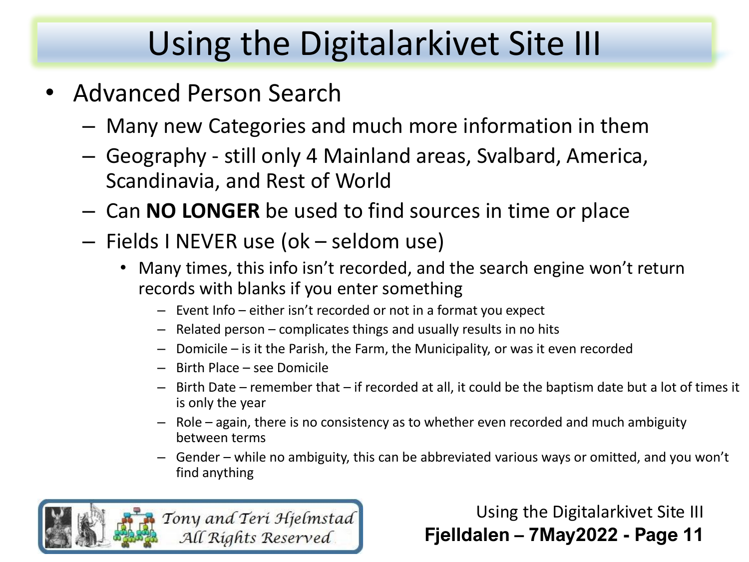# Using the Digitalarkivet Site III

- Advanced Person Search
  - Many new Categories and much more information in them
  - Geography - still only 4 Mainland areas, Svalbard, America, Scandinavia, and Rest of World
  - Can **NO LONGER** be used to find sources in time or place
  - Fields I NEVER use (ok – seldom use)
    - Many times, this info isn't recorded, and the search engine won't return records with blanks if you enter something
      - Event Info – either isn't recorded or not in a format you expect
      - Related person – complicates things and usually results in no hits
      - Domicile – is it the Parish, the Farm, the Municipality, or was it even recorded
      - Birth Place – see Domicile
      - Birth Date – remember that – if recorded at all, it could be the baptism date but a lot of times it is only the year
      - Role – again, there is no consistency as to whether even recorded and much ambiguity between terms
      - Gender – while no ambiguity, this can be abbreviated various ways or omitted, and you won't find anything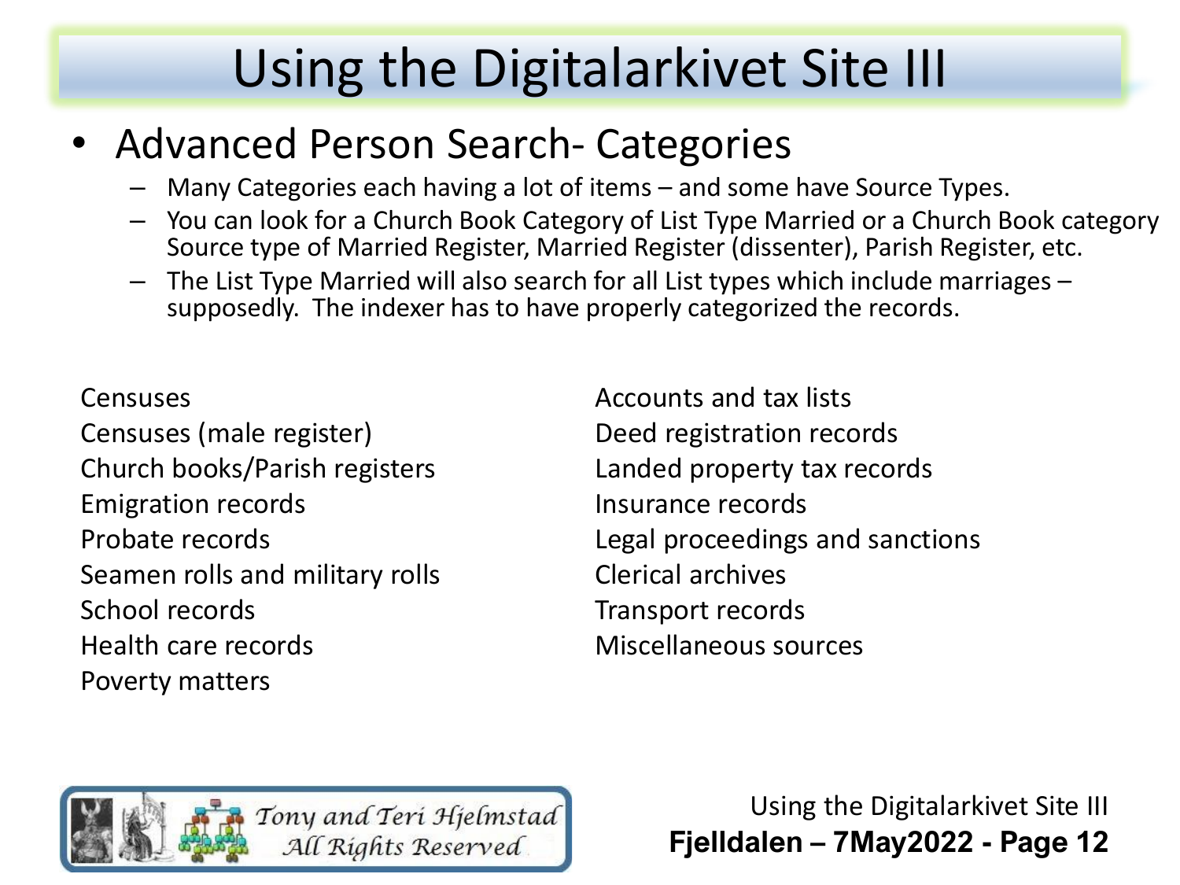# Using the Digitalarkivet Site III

- Advanced Person Search- Categories
  - Many Categories each having a lot of items – and some have Source Types.
  - You can look for a Church Book Category of List Type Married or a Church Book category Source type of Married Register, Married Register (dissenter), Parish Register, etc.
  - The List Type Married will also search for all List types which include marriages – supposedly. The indexer has to have properly categorized the records.

Censuses
Censuses (male register)
Church books/Parish registers
Emigration records
Probate records
Seamen rolls and military rolls
School records
Health care records
Poverty matters

Accounts and tax lists
Deed registration records
Landed property tax records
Insurance records
Legal proceedings and sanctions
Clerical archives
Transport records
Miscellaneous sources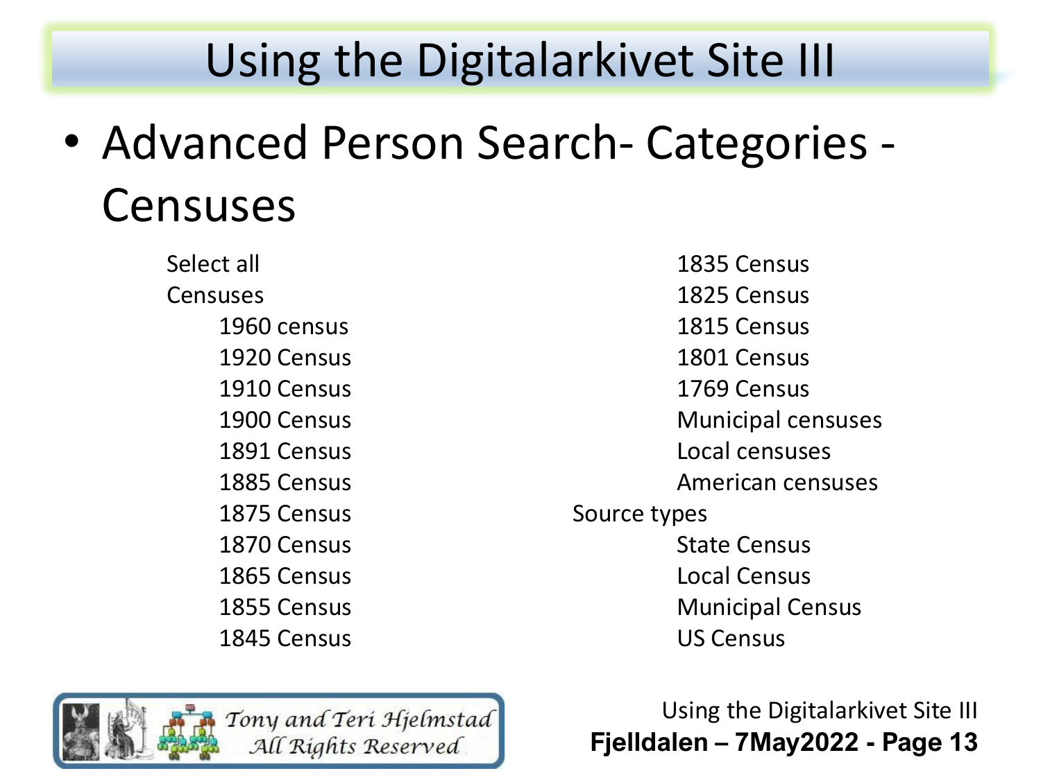# Using the Digitalarkivet Site III

- Advanced Person Search- Categories - Censuses

Select all
- Censuses
  - 1960 census
  - 1920 Census
  - 1910 Census
  - 1900 Census
  - 1891 Census
  - 1885 Census
  - 1875 Census
  - 1870 Census
  - 1865 Census
  - 1855 Census
  - 1845 Census
  - 1835 Census
  - 1825 Census
  - 1815 Census
  - 1801 Census
  - 1769 Census
  - Municipal censuses
  - Local censuses
  - American censuses
- Source types
  - State Census
  - Local Census
  - Municipal Census
  - US Census

Tony and Teri Hjelmstad
All Rights Reserved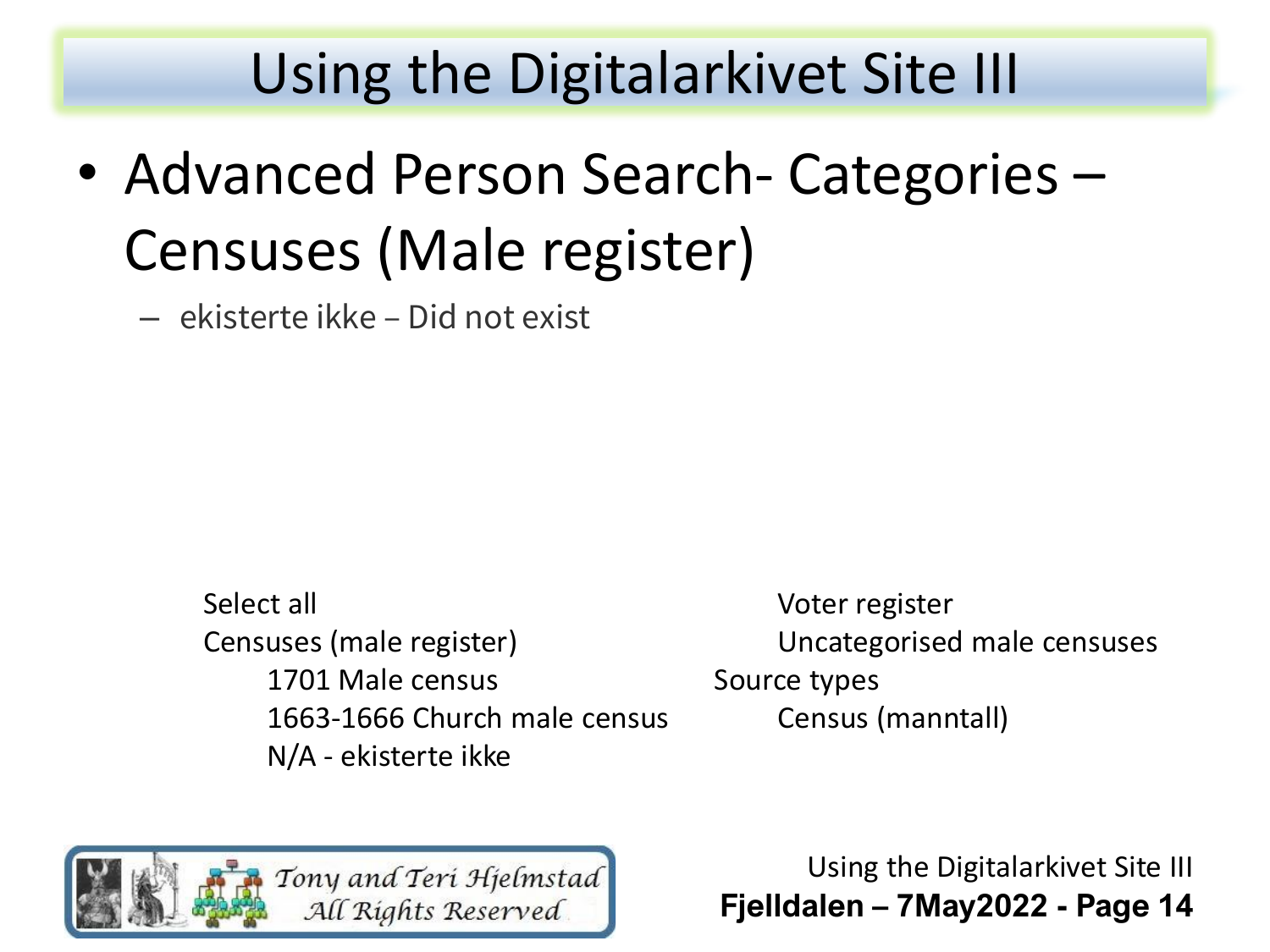# Using the Digitalarkivet Site III

- Advanced Person Search- Categories – Censuses (Male register)
  - ekisterte ikke – Did not exist

- Select all
- Censuses (male register)
  - 1701 Male census
  - 1663-1666 Church male census
  - N/A - ekisterte ikke
  - Voter register
  - Uncategorised male censuses
- Source types
  - Census (manntall)

Tony and Teri Hjelmstad
All Rights Reserved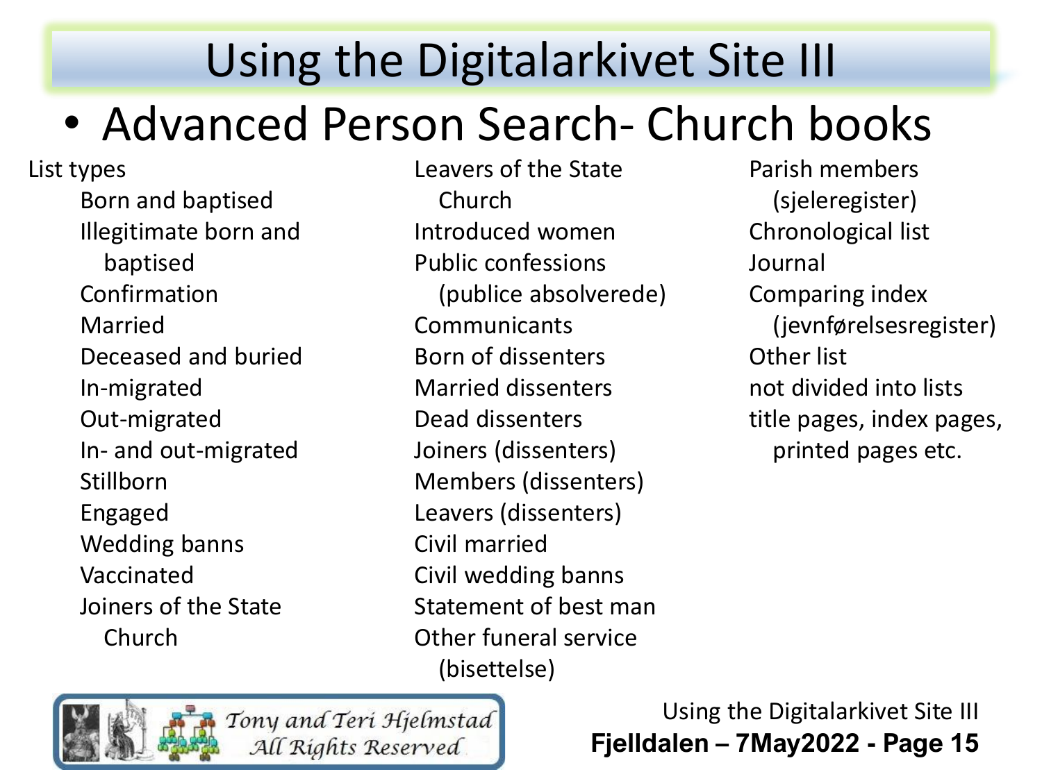# Using the Digitalarkivet Site III

- Advanced Person Search- Church books

List types

- Born and baptised
- Illegitimate born and baptised
- Confirmation
- Married
- Deceased and buried
- In-migrated
- Out-migrated
- In- and out-migrated
- Stillborn
- Engaged
- Wedding banns
- Vaccinated
- Joiners of the State Church
- Leavers of the State Church
- Introduced women
- Public confessions (publice absolverede)
- Communicants
- Born of dissenters
- Married dissenters
- Dead dissenters
- Joiners (dissenters)
- Members (dissenters)
- Leavers (dissenters)
- Civil married
- Civil wedding banns
- Statement of best man
- Other funeral service (bisettelse)
- Parish members (sjeleregister)
- Chronological list
- Journal
- Comparing index (jevnførelsesregister)
- Other list
- not divided into lists
- title pages, index pages, printed pages etc.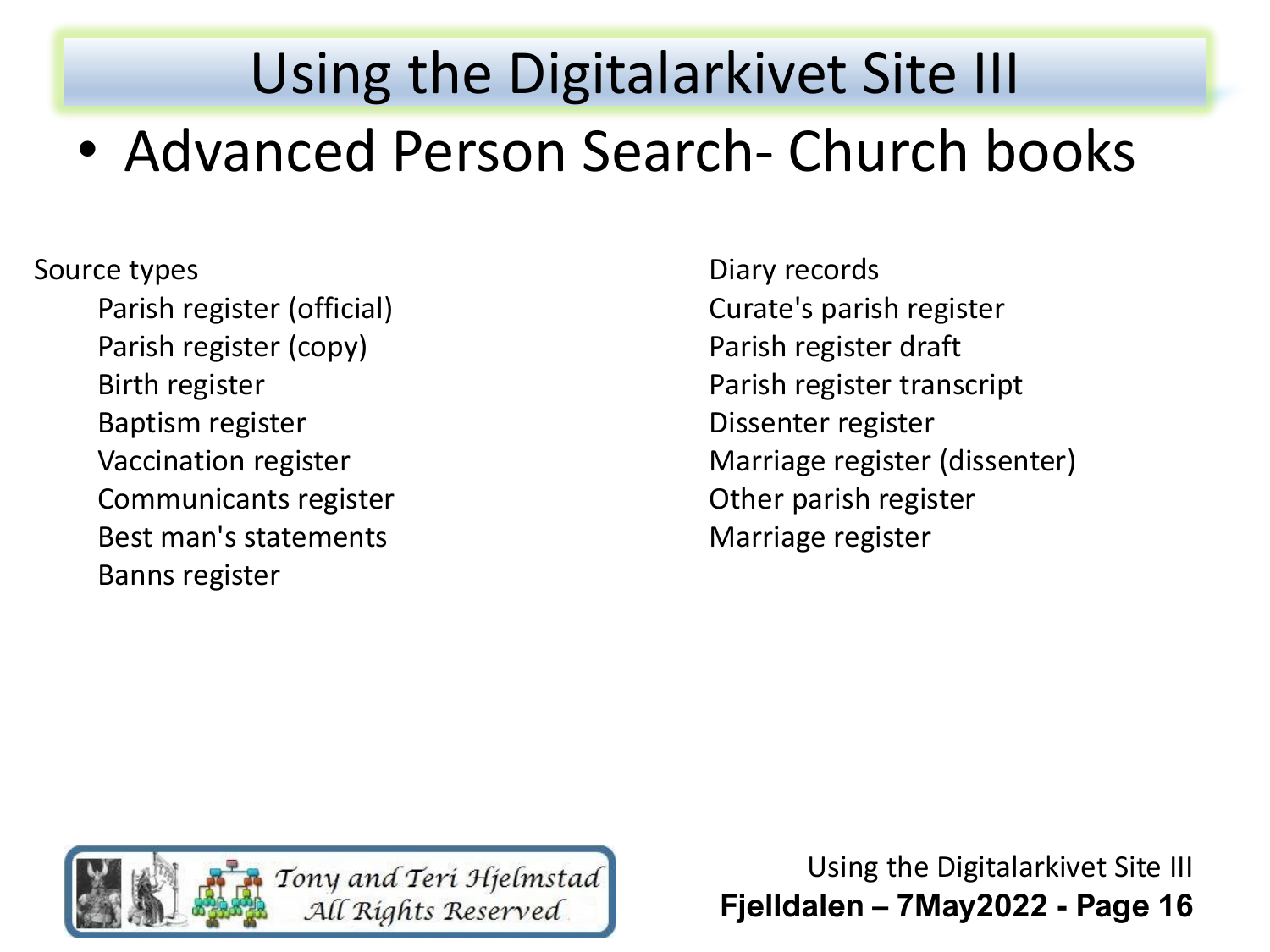# Using the Digitalarkivet Site III

- Advanced Person Search- Church books

Source types

- Parish register (official)
- Parish register (copy)
- Birth register
- Baptism register
- Vaccination register
- Communicants register
- Best man's statements
- Banns register
- Diary records
- Curate's parish register
- Parish register draft
- Parish register transcript
- Dissenter register
- Marriage register (dissenter)
- Other parish register
- Marriage register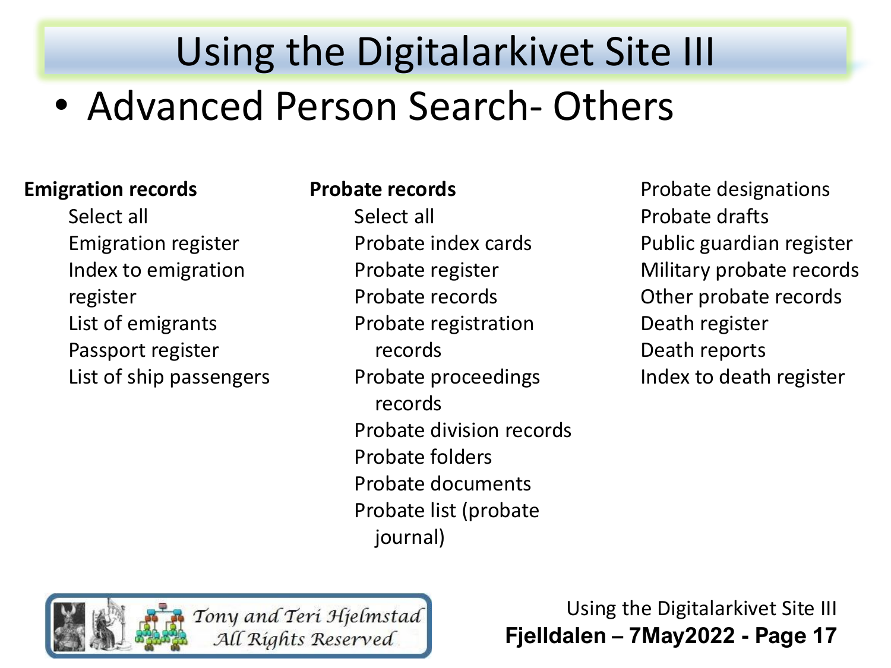# Using the Digitalarkivet Site III

- Advanced Person Search- Others

**Emigration records**

- Select all
- Emigration register
- Index to emigration register
- List of emigrants
- Passport register
- List of ship passengers

**Probate records**

- Select all
- Probate index cards
- Probate register
- Probate records
- Probate registration records
- Probate proceedings records
- Probate division records
- Probate folders
- Probate documents
- Probate list (probate journal)
- Probate designations
- Probate drafts
- Public guardian register
- Military probate records
- Other probate records
- Death register
- Death reports
- Index to death register

Tony and Teri Hjelmstad
All Rights Reserved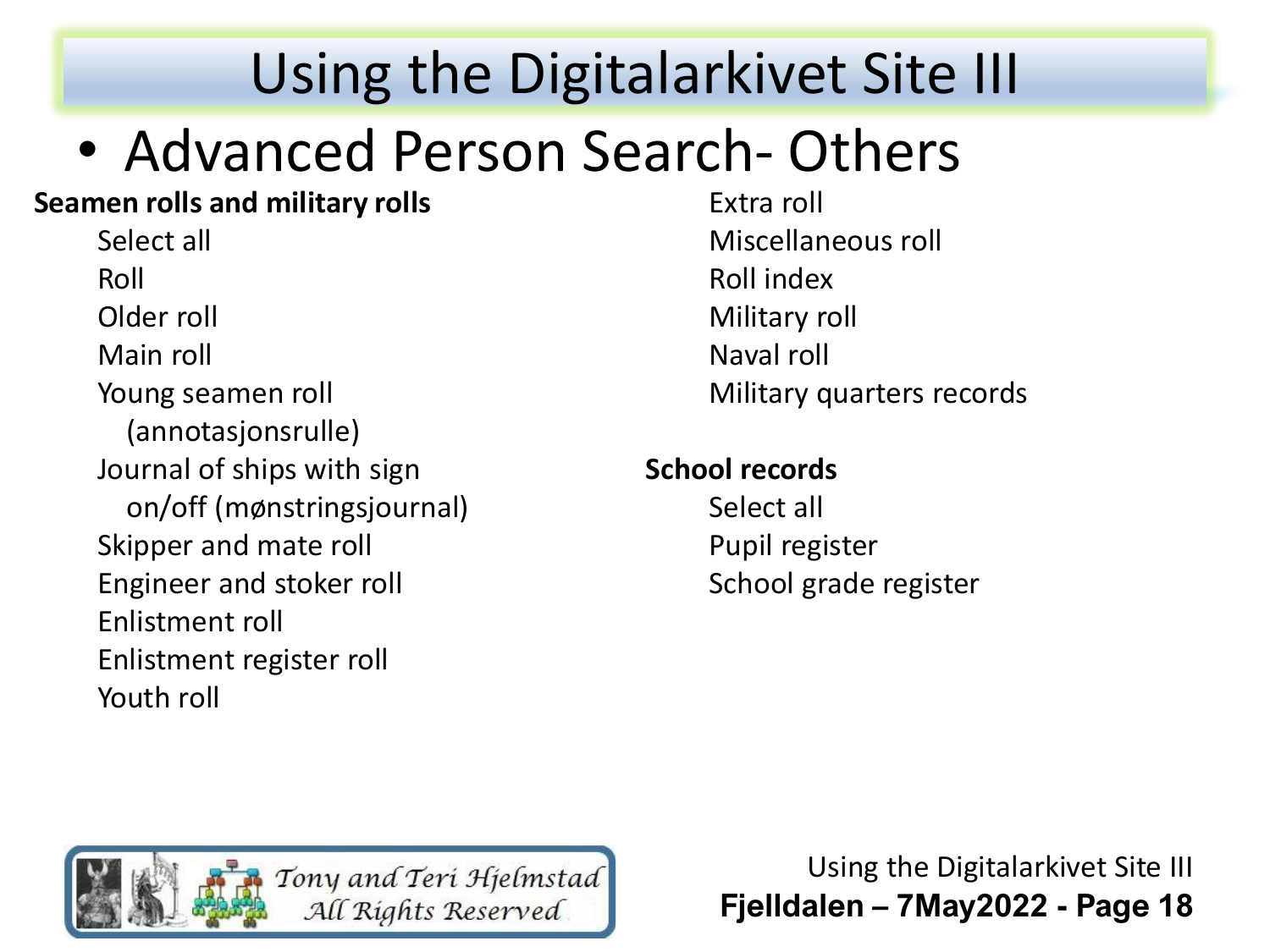# Using the Digitalarkivet Site III

- Advanced Person Search- Others

**Seamen rolls and military rolls**

- Select all
- Roll
- Older roll
- Main roll
- Young seamen roll (annotasjonsrulle)
- Journal of ships with sign on/off (mønstringsjournal)
- Skipper and mate roll
- Engineer and stoker roll
- Enlistment roll
- Enlistment register roll
- Youth roll
- Extra roll
- Miscellaneous roll
- Roll index
- Military roll
- Naval roll
- Military quarters records

**School records**

- Select all
- Pupil register
- School grade register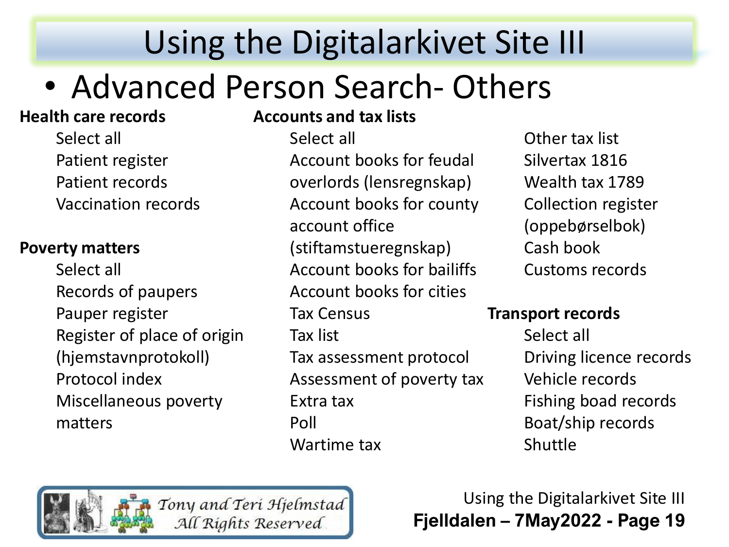# Using the Digitalarkivet Site III

- Advanced Person Search- Others

**Health care records**

- Select all
- Patient register
- Patient records
- Vaccination records

**Poverty matters**

- Select all
- Records of paupers
- Pauper register
- Register of place of origin (hjemstavnprotokoll)
- Protocol index
- Miscellaneous poverty matters

**Accounts and tax lists**

- Select all
- Account books for feudal overlords (lensregnskap)
- Account books for county account office (stiftamstueregnskap)
- Account books for bailiffs
- Account books for cities
- Tax Census
- Tax list
- Tax assessment protocol
- Assessment of poverty tax
- Extra tax
- Poll
- Wartime tax
- Other tax list
- Silvertax 1816
- Wealth tax 1789
- Collection register (oppebørselbok)
- Cash book
- Customs records

**Transport records**

- Select all
- Driving licence records
- Vehicle records
- Fishing boad records
- Boat/ship records
- Shuttle

Tony and Teri Hjelmstad
All Rights Reserved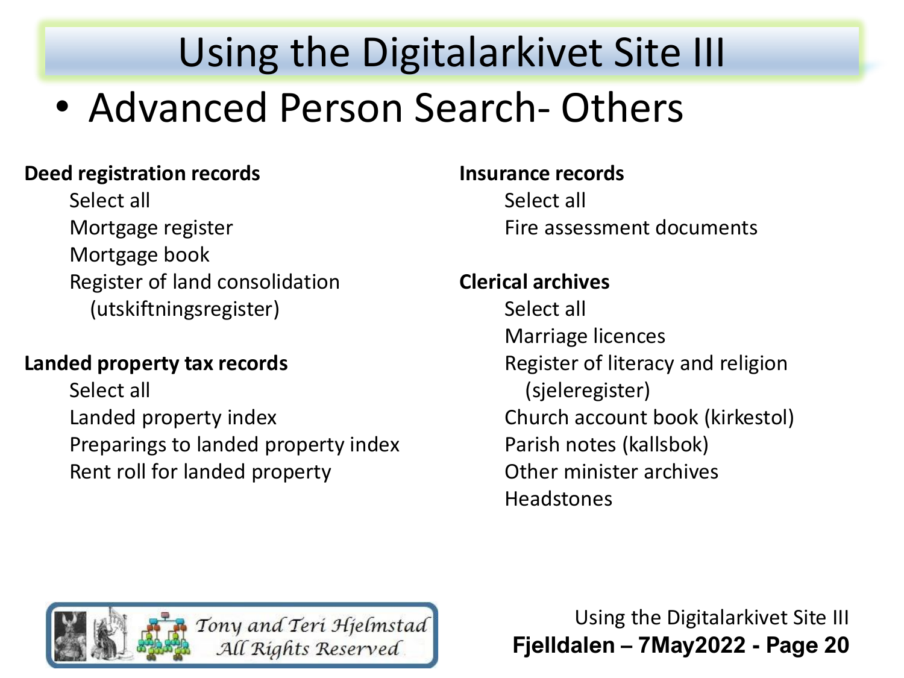# Using the Digitalarkivet Site III

- Advanced Person Search- Others

**Deed registration records**

- Select all
- Mortgage register
- Mortgage book
- Register of land consolidation (utskiftningsregister)

**Landed property tax records**

- Select all
- Landed property index
- Preparings to landed property index
- Rent roll for landed property

**Insurance records**

- Select all
- Fire assessment documents

**Clerical archives**

- Select all
- Marriage licences
- Register of literacy and religion (sjeleregister)
- Church account book (kirkestol)
- Parish notes (kallsbok)
- Other minister archives
- Headstones

Tony and Teri Hjelmstad
All Rights Reserved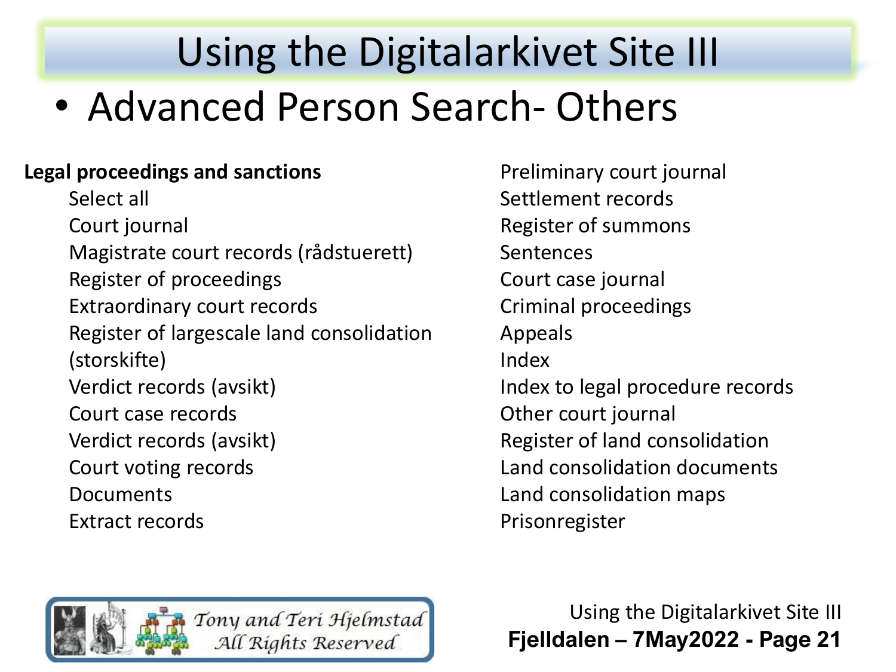# Using the Digitalarkivet Site III

- Advanced Person Search- Others

**Legal proceedings and sanctions**

- Select all
- Court journal
- Magistrate court records (rådstuerett)
- Register of proceedings
- Extraordinary court records
- Register of largescale land consolidation (storskifte)
- Verdict records (avsikt)
- Court case records
- Verdict records (avsikt)
- Court voting records
- Documents
- Extract records
- Preliminary court journal
- Settlement records
- Register of summons
- Sentences
- Court case journal
- Criminal proceedings
- Appeals
- Index
- Index to legal procedure records
- Other court journal
- Register of land consolidation
- Land consolidation documents
- Land consolidation maps
- Prisonregister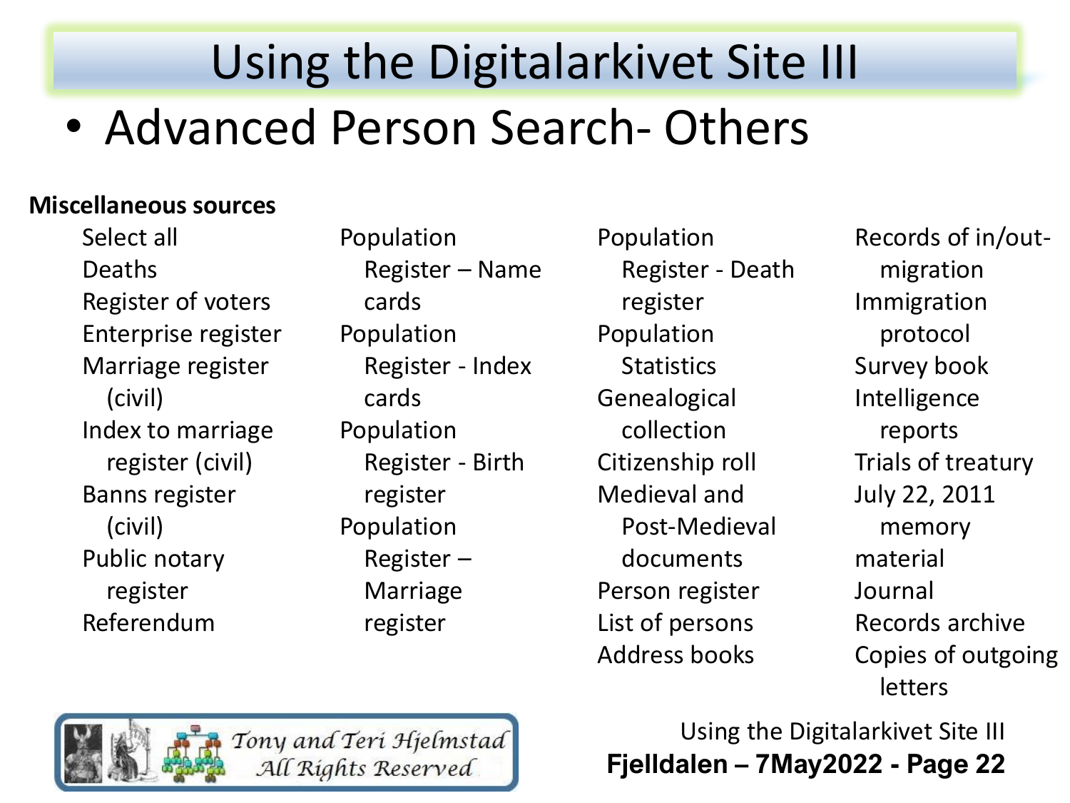# Using the Digitalarkivet Site III

- Advanced Person Search- Others

**Miscellaneous sources**

- Select all
- Deaths
- Register of voters
- Enterprise register
- Marriage register (civil)
- Index to marriage register (civil)
- Banns register (civil)
- Public notary register
- Referendum
- Population Register – Name cards
- Population Register - Index cards
- Population Register - Birth register
- Population Register – Marriage register
- Population Register - Death register
- Population Statistics
- Genealogical collection
- Citizenship roll
- Medieval and Post-Medieval documents
- Person register
- List of persons
- Address books
- Records of in/out-migration
- Immigration protocol
- Survey book
- Intelligence reports
- Trials of treatury
- July 22, 2011 memory material
- Journal
- Records archive
- Copies of outgoing letters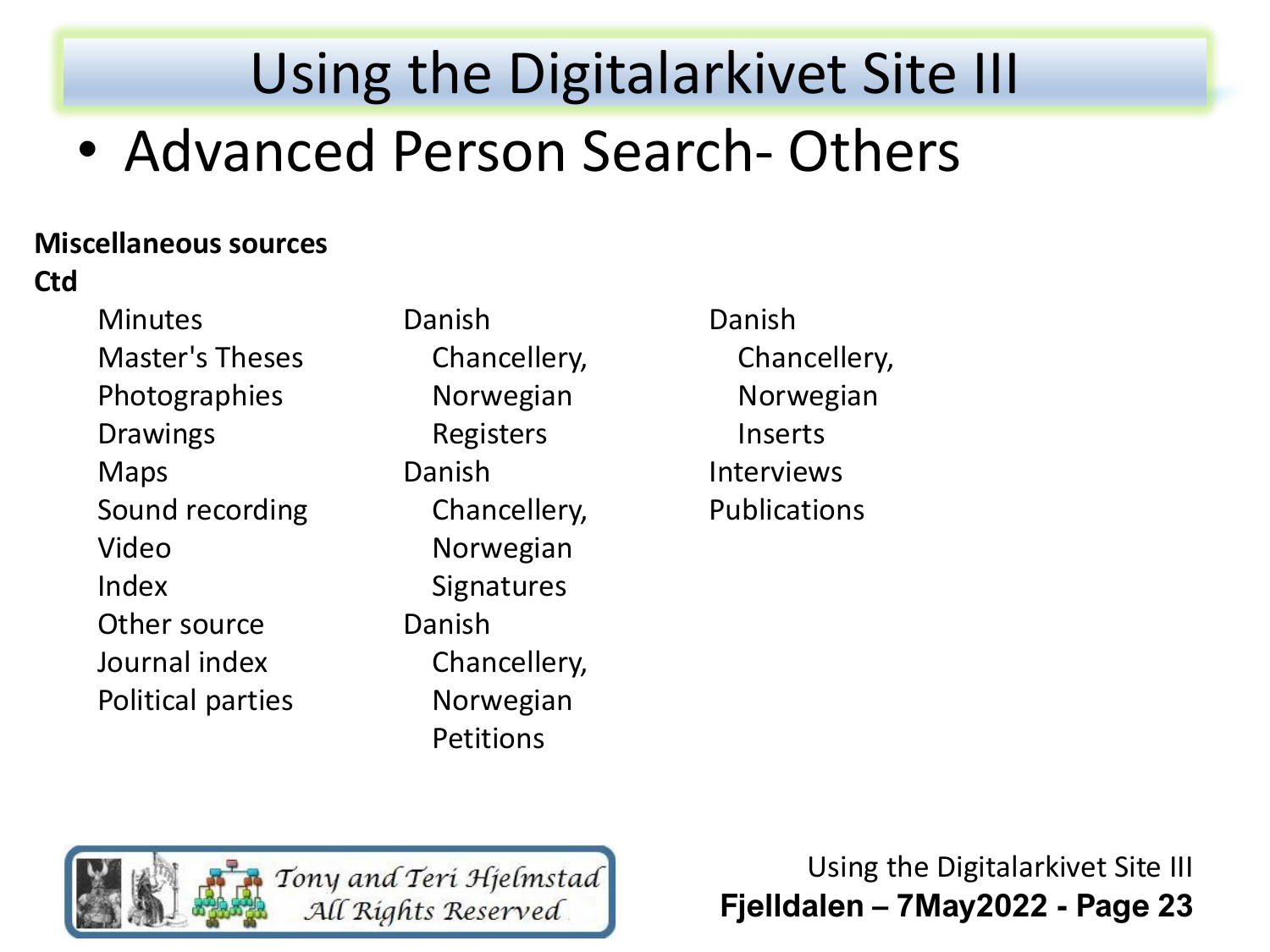# Using the Digitalarkivet Site III

- Advanced Person Search- Others

**Miscellaneous sources Ctd**

- Minutes
- Master's Theses
- Photographies
- Drawings
- Maps
- Sound recording
- Video
- Index
- Other source
- Journal index
- Political parties
- Danish Chancellery, Norwegian Registers
- Danish Chancellery, Norwegian Signatures
- Danish Chancellery, Norwegian Petitions
- Danish Chancellery, Norwegian Inserts
- Interviews
- Publications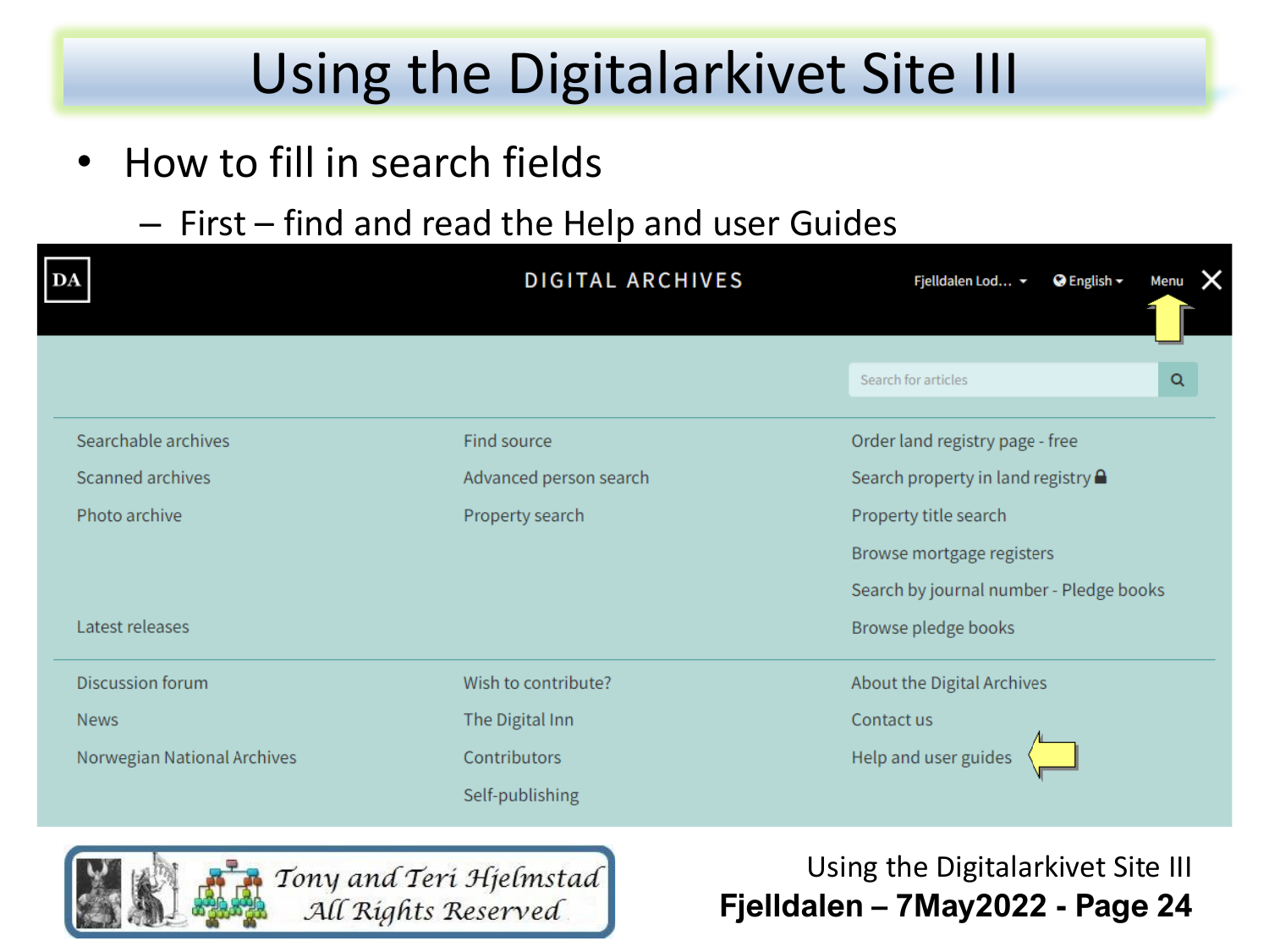# Using the Digitalarkivet Site III

- How to fill in search fields
  - First – find and read the Help and user Guides

DA DIGITAL ARCHIVES Fjelldalen Lod... English Menu

Search for articles

| | | |
|---|---|---|
| Searchable archives | Find source | Order land registry page - free |
| Scanned archives | Advanced person search | Search property in land registry |
| Photo archive | Property search | Property title search |
| | | Browse mortgage registers |
| | | Search by journal number - Pledge books |
| Latest releases | | Browse pledge books |
| Discussion forum | Wish to contribute? | About the Digital Archives |
| News | The Digital Inn | Contact us |
| Norwegian National Archives | Contributors | Help and user guides |
| | Self-publishing | |

*Tony and Teri Hjelmstad*
*All Rights Reserved*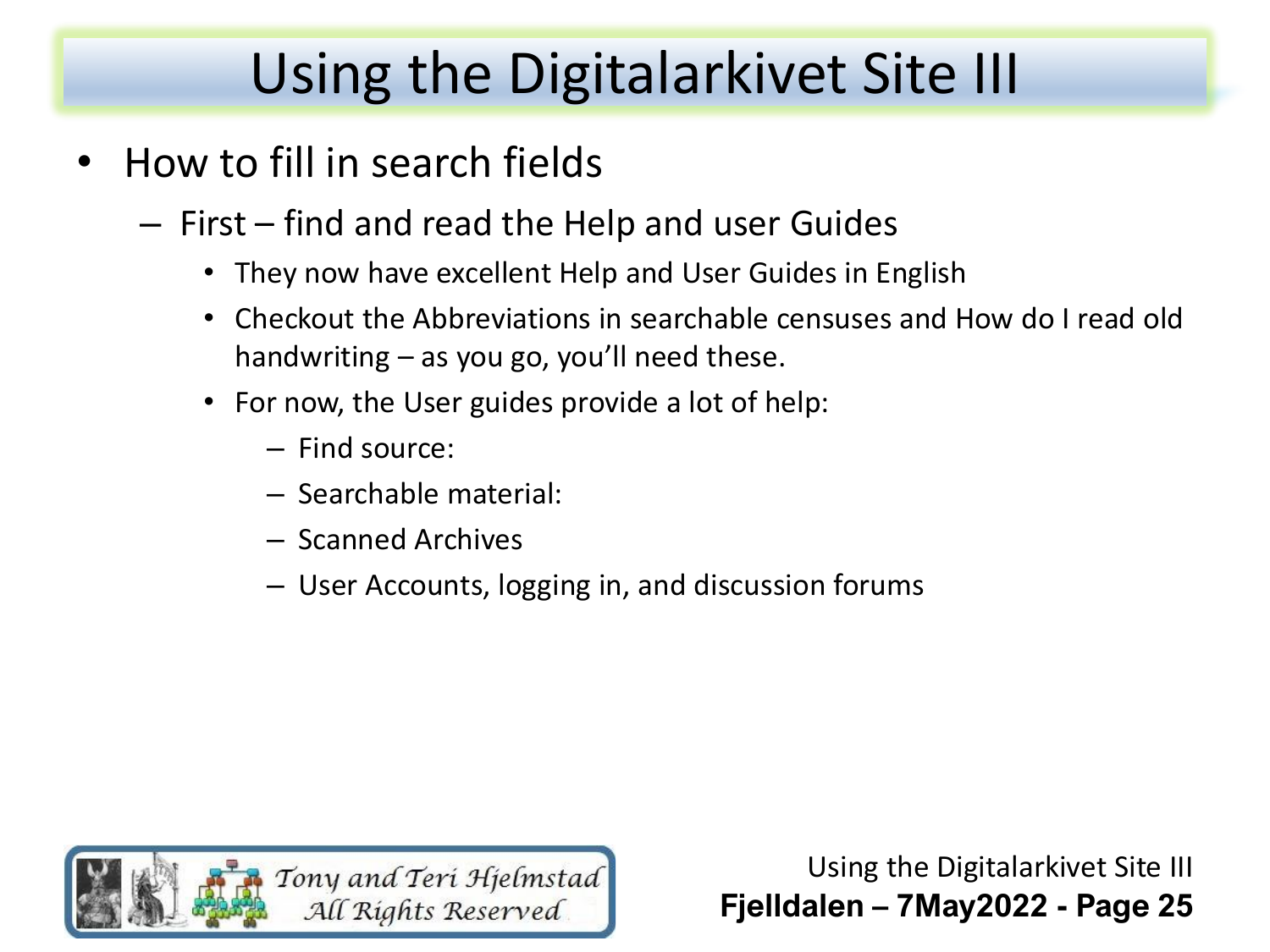# Using the Digitalarkivet Site III

- How to fill in search fields
  - First – find and read the Help and user Guides
    - They now have excellent Help and User Guides in English
    - Checkout the Abbreviations in searchable censuses and How do I read old handwriting – as you go, you'll need these.
    - For now, the User guides provide a lot of help:
      - Find source:
      - Searchable material:
      - Scanned Archives
      - User Accounts, logging in, and discussion forums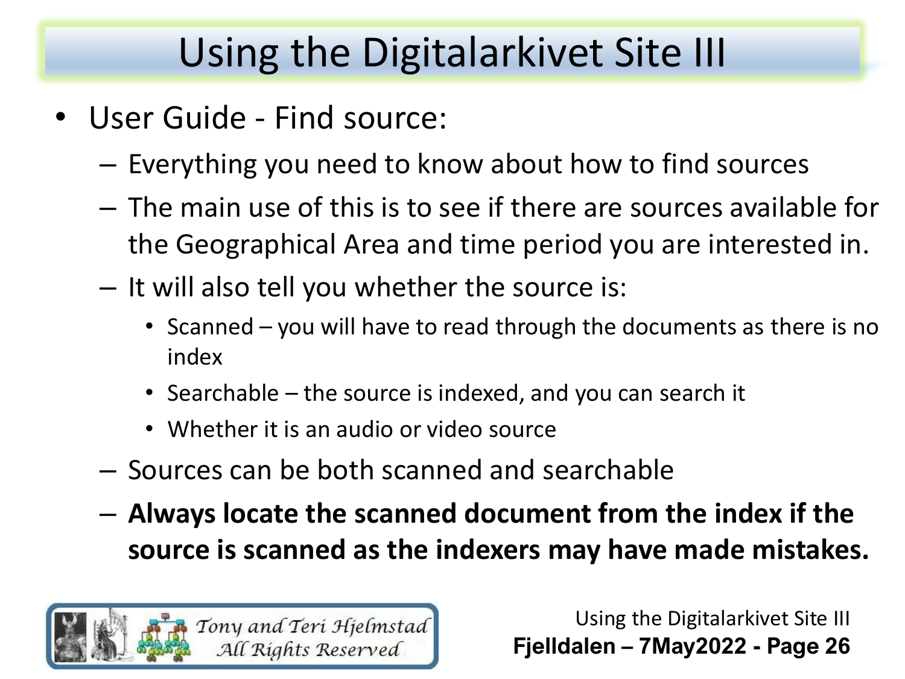# Using the Digitalarkivet Site III

- User Guide - Find source:
  - Everything you need to know about how to find sources
  - The main use of this is to see if there are sources available for the Geographical Area and time period you are interested in.
  - It will also tell you whether the source is:
    - Scanned – you will have to read through the documents as there is no index
    - Searchable – the source is indexed, and you can search it
    - Whether it is an audio or video source
  - Sources can be both scanned and searchable
  - **Always locate the scanned document from the index if the source is scanned as the indexers may have made mistakes.**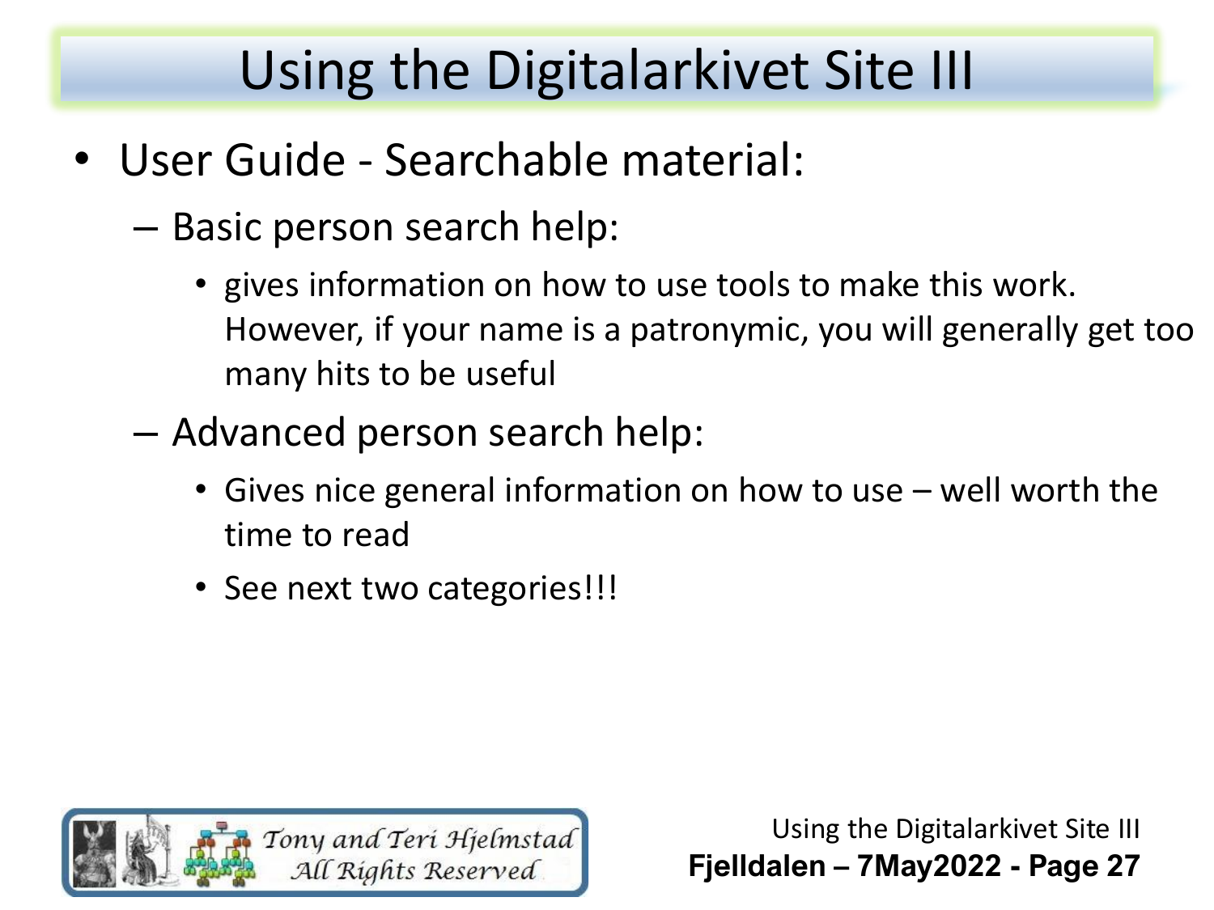# Using the Digitalarkivet Site III

- User Guide - Searchable material:
  - Basic person search help:
    - gives information on how to use tools to make this work. However, if your name is a patronymic, you will generally get too many hits to be useful
  - Advanced person search help:
    - Gives nice general information on how to use – well worth the time to read
    - See next two categories!!!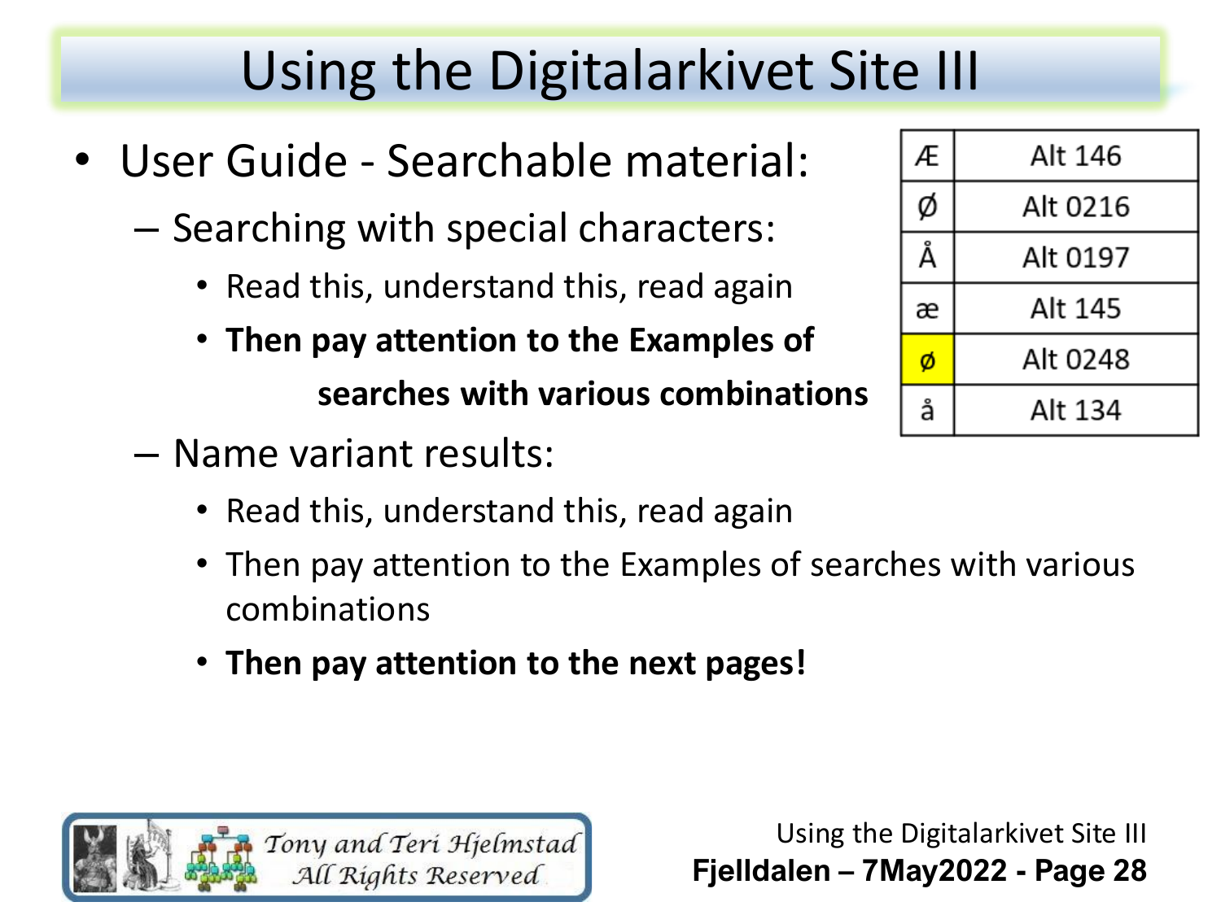# Using the Digitalarkivet Site III

- User Guide - Searchable material:
  - Searching with special characters:
    - Read this, understand this, read again
    - **Then pay attention to the Examples of searches with various combinations**
  - Name variant results:
    - Read this, understand this, read again
    - Then pay attention to the Examples of searches with various combinations
    - **Then pay attention to the next pages!**

| Character | Code |
|---|---|
| Æ | Alt 146 |
| Ø | Alt 0216 |
| Å | Alt 0197 |
| æ | Alt 145 |
| ø | Alt 0248 |
| å | Alt 134 |

*Tony and Teri Hjelmstad*
*All Rights Reserved*

Using the Digitalarkivet Site III
**Fjelldalen – 7May2022**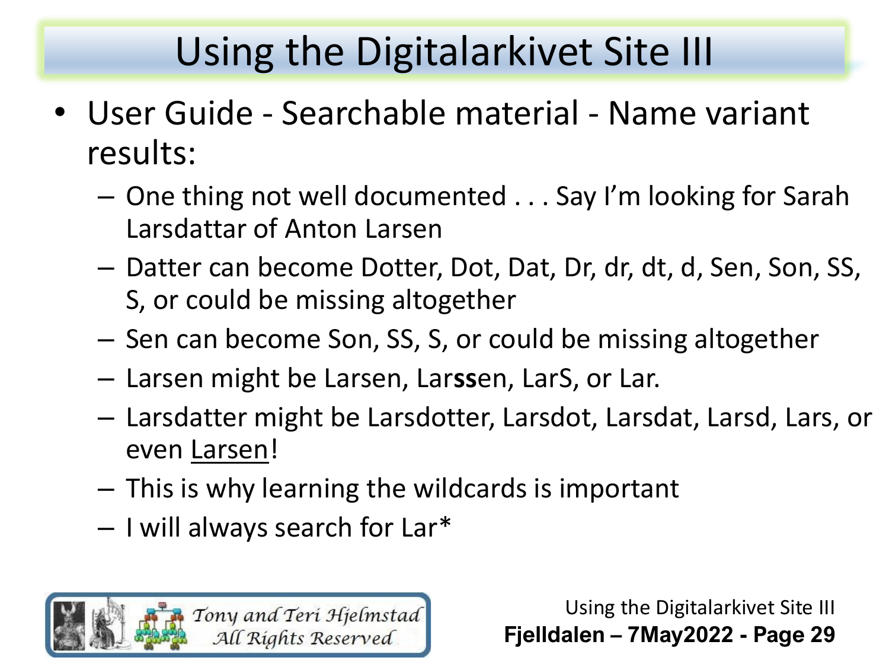# Using the Digitalarkivet Site III

- User Guide - Searchable material - Name variant results:
  - One thing not well documented . . . Say I'm looking for Sarah Larsdattar of Anton Larsen
  - Datter can become Dotter, Dot, Dat, Dr, dr, dt, d, Sen, Son, SS, S, or could be missing altogether
  - Sen can become Son, SS, S, or could be missing altogether
  - Larsen might be Larsen, Lar**ss**en, LarS, or Lar.
  - Larsdatter might be Larsdotter, Larsdot, Larsdat, Larsd, Lars, or even <u>Larsen</u>!
  - This is why learning the wildcards is important
  - I will always search for Lar*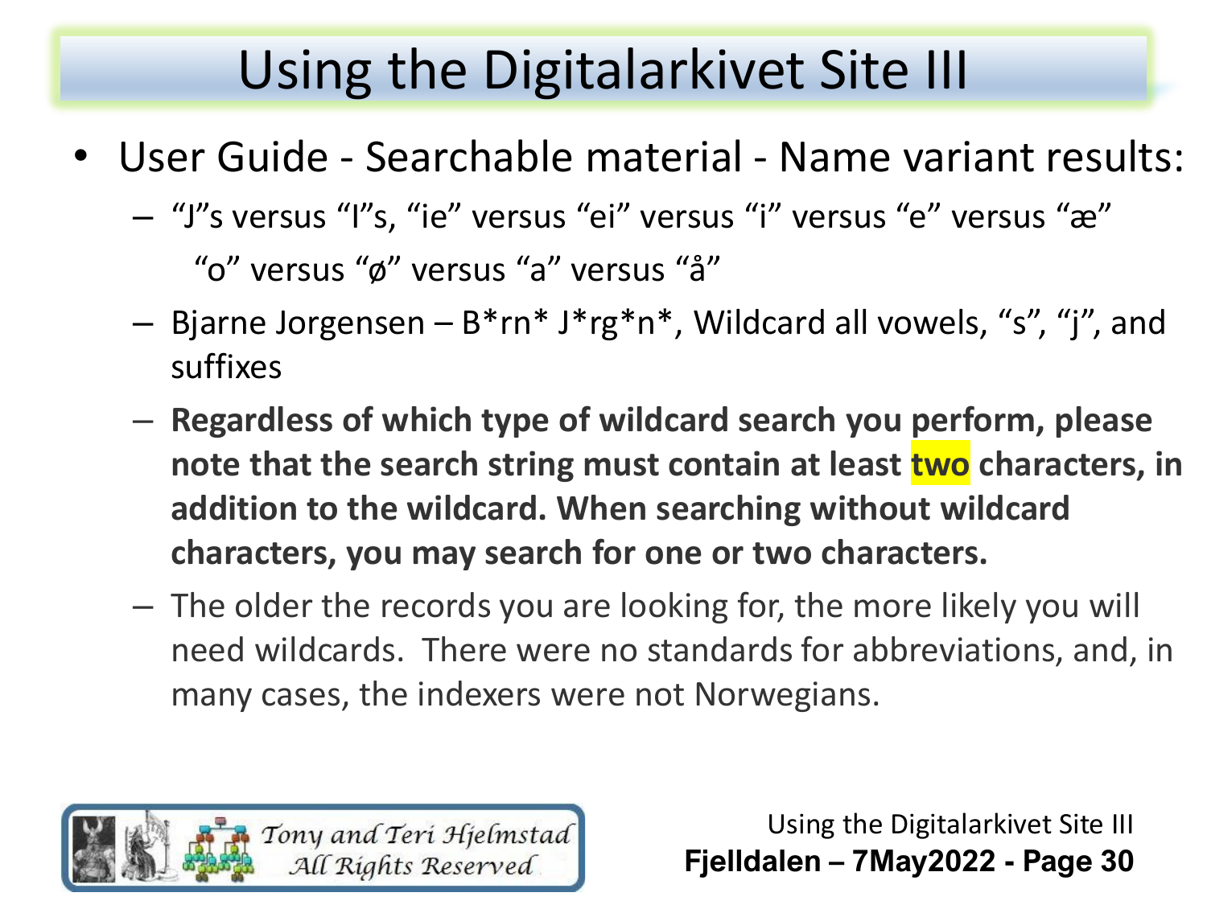# Using the Digitalarkivet Site III

- User Guide - Searchable material - Name variant results:
  - "J"s versus "I"s, "ie" versus "ei" versus "i" versus "e" versus "æ" "o" versus "ø" versus "a" versus "å"
  - Bjarne Jorgensen – B*rn* J*rg*n*, Wildcard all vowels, "s", "j", and suffixes
  - **Regardless of which type of wildcard search you perform, please note that the search string must contain at least two characters, in addition to the wildcard. When searching without wildcard characters, you may search for one or two characters.**
  - The older the records you are looking for, the more likely you will need wildcards. There were no standards for abbreviations, and, in many cases, the indexers were not Norwegians.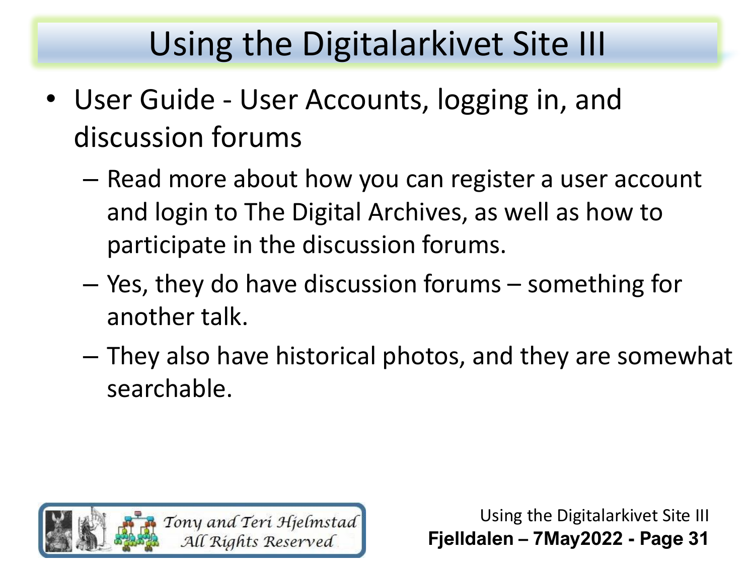# Using the Digitalarkivet Site III

- User Guide - User Accounts, logging in, and discussion forums
  - Read more about how you can register a user account and login to The Digital Archives, as well as how to participate in the discussion forums.
  - Yes, they do have discussion forums – something for another talk.
  - They also have historical photos, and they are somewhat searchable.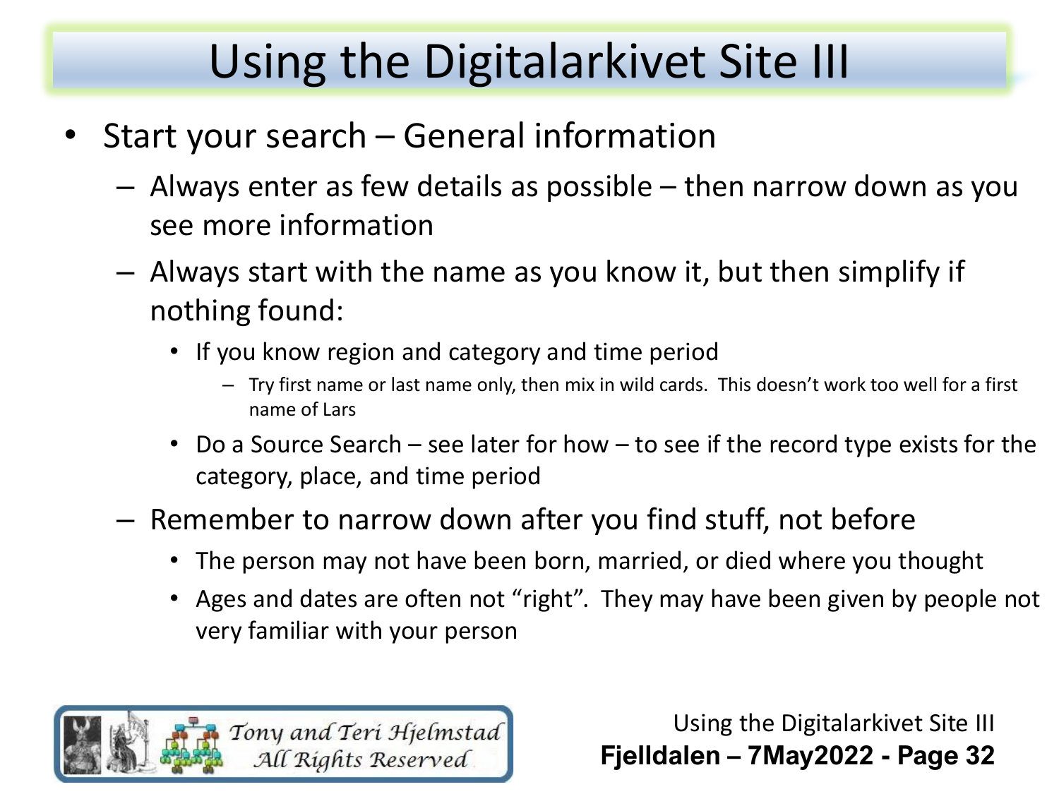# Using the Digitalarkivet Site III

- Start your search – General information
  - Always enter as few details as possible – then narrow down as you see more information
  - Always start with the name as you know it, but then simplify if nothing found:
    - If you know region and category and time period
      - Try first name or last name only, then mix in wild cards. This doesn't work too well for a first name of Lars
    - Do a Source Search – see later for how – to see if the record type exists for the category, place, and time period
  - Remember to narrow down after you find stuff, not before
    - The person may not have been born, married, or died where you thought
    - Ages and dates are often not "right". They may have been given by people not very familiar with your person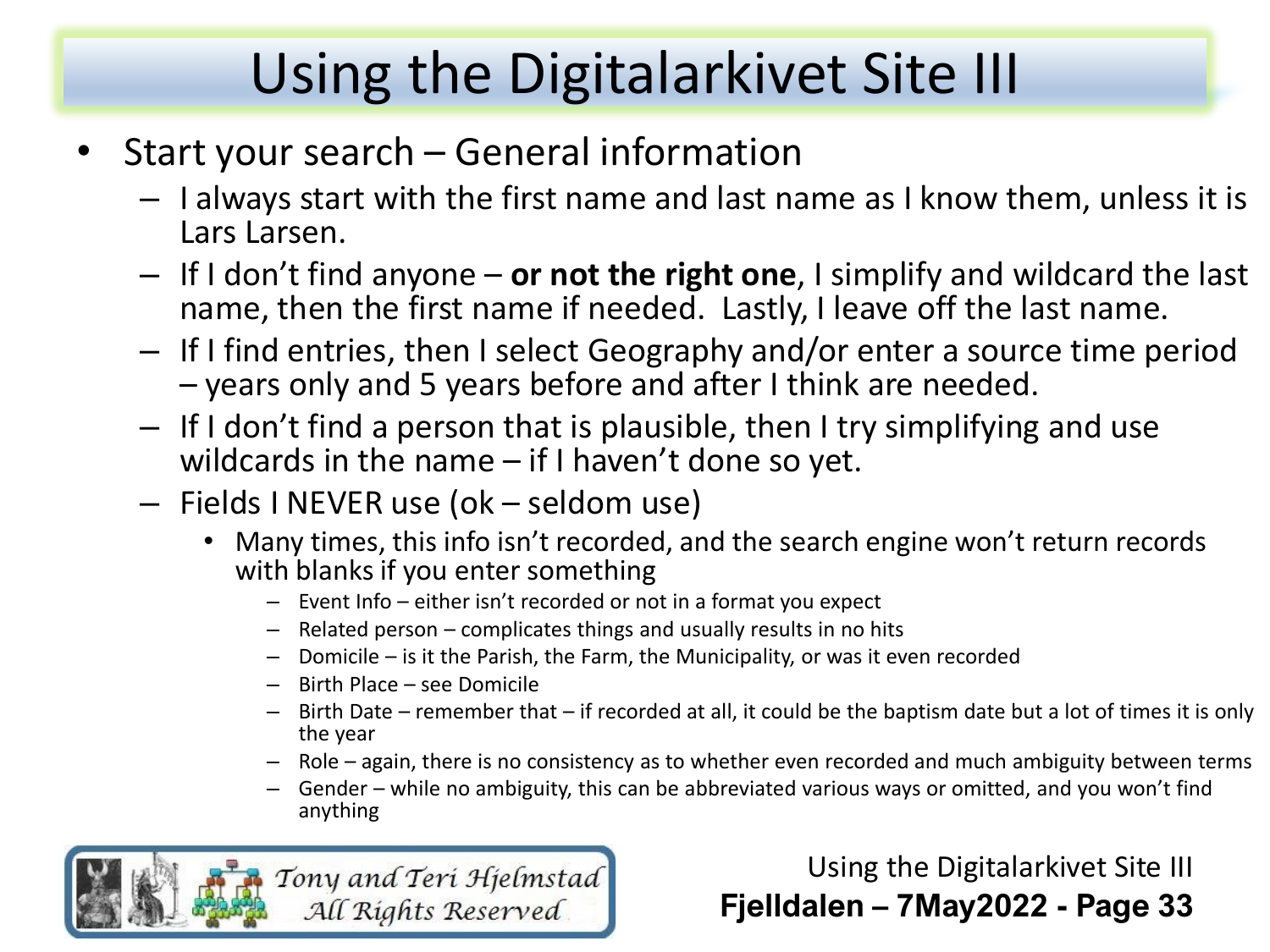# Using the Digitalarkivet Site III

- Start your search – General information
  - I always start with the first name and last name as I know them, unless it is Lars Larsen.
  - If I don't find anyone – **or not the right one**, I simplify and wildcard the last name, then the first name if needed. Lastly, I leave off the last name.
  - If I find entries, then I select Geography and/or enter a source time period – years only and 5 years before and after I think are needed.
  - If I don't find a person that is plausible, then I try simplifying and use wildcards in the name – if I haven't done so yet.
  - Fields I NEVER use (ok – seldom use)
    - Many times, this info isn't recorded, and the search engine won't return records with blanks if you enter something
      - Event Info – either isn't recorded or not in a format you expect
      - Related person – complicates things and usually results in no hits
      - Domicile – is it the Parish, the Farm, the Municipality, or was it even recorded
      - Birth Place – see Domicile
      - Birth Date – remember that – if recorded at all, it could be the baptism date but a lot of times it is only the year
      - Role – again, there is no consistency as to whether even recorded and much ambiguity between terms
      - Gender – while no ambiguity, this can be abbreviated various ways or omitted, and you won't find anything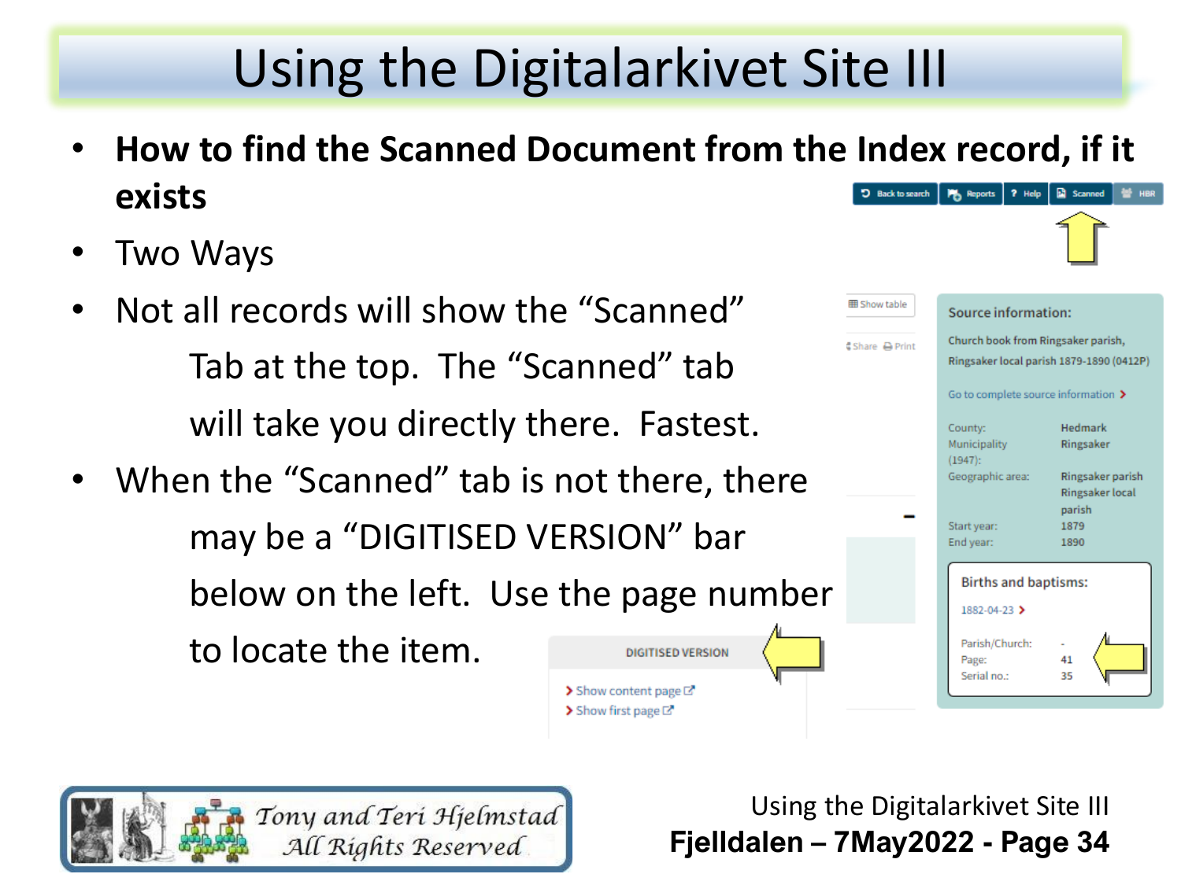# Using the Digitalarkivet Site III

- **How to find the Scanned Document from the Index record, if it exists**
- Two Ways
- Not all records will show the "Scanned" Tab at the top. The "Scanned" tab will take you directly there. Fastest.
- When the "Scanned" tab is not there, there may be a "DIGITISED VERSION" bar below on the left. Use the page number to locate the item.

Back to search | Reports | Help | Scanned | HBR

Show table

Share | Print

**Source information:**

Church book from Ringsaker parish, Ringsaker local parish 1879-1890 (0412P)

Go to complete source information ›

| | |
|---|---|
| County: | Hedmark |
| Municipality (1947): | Ringsaker |
| Geographic area: | Ringsaker parish Ringsaker local parish |
| Start year: | 1879 |
| End year: | 1890 |

**Births and baptisms:**

1882-04-23 ›

| | |
|---|---|
| Parish/Church: | - |
| Page: | 41 |
| Serial no.: | 35 |

DIGITISED VERSION

› Show content page

› Show first page

*Tony and Teri Hjelmstad*
*All Rights Reserved*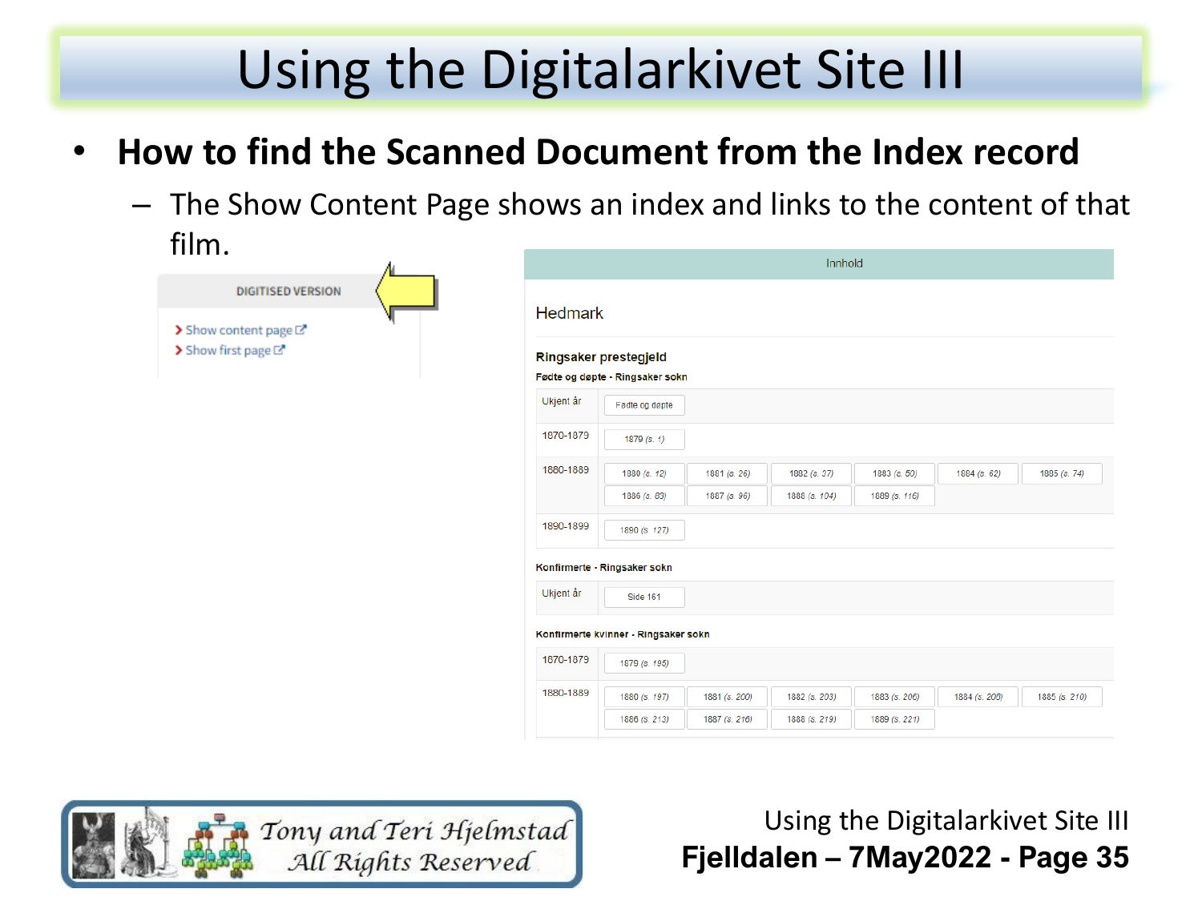# Using the Digitalarkivet Site III

- **How to find the Scanned Document from the Index record**
  - The Show Content Page shows an index and links to the content of that film.

DIGITISED VERSION

- Show content page
- Show first page

Innhold

Hedmark

**Ringsaker prestegjeld**

**Fødte og døpte - Ringsaker sokn**

| | |
|---|---|
| Ukjent år | Fødte og døpte |
| 1870-1879 | 1879 (s. 1) |
| 1880-1889 | 1880 (s. 12), 1881 (s. 26), 1882 (s. 37), 1883 (s. 50), 1884 (s. 62), 1885 (s. 74), 1886 (s. 83), 1887 (s. 96), 1888 (s. 104), 1889 (s. 116) |
| 1890-1899 | 1890 (s. 127) |

**Konfirmerte - Ringsaker sokn**

| | |
|---|---|
| Ukjent år | Side 161 |

**Konfirmerte kvinner - Ringsaker sokn**

| | |
|---|---|
| 1870-1879 | 1879 (s. 195) |
| 1880-1889 | 1880 (s. 197), 1881 (s. 200), 1882 (s. 203), 1883 (s. 206), 1884 (s. 209), 1885 (s. 210), 1886 (s. 213), 1887 (s. 216), 1888 (s. 219), 1889 (s. 221) |

Tony and Teri Hjelmstad
All Rights Reserved

Using the Digitalarkivet Site III
**Fjelldalen – 7May2022 - Page 35**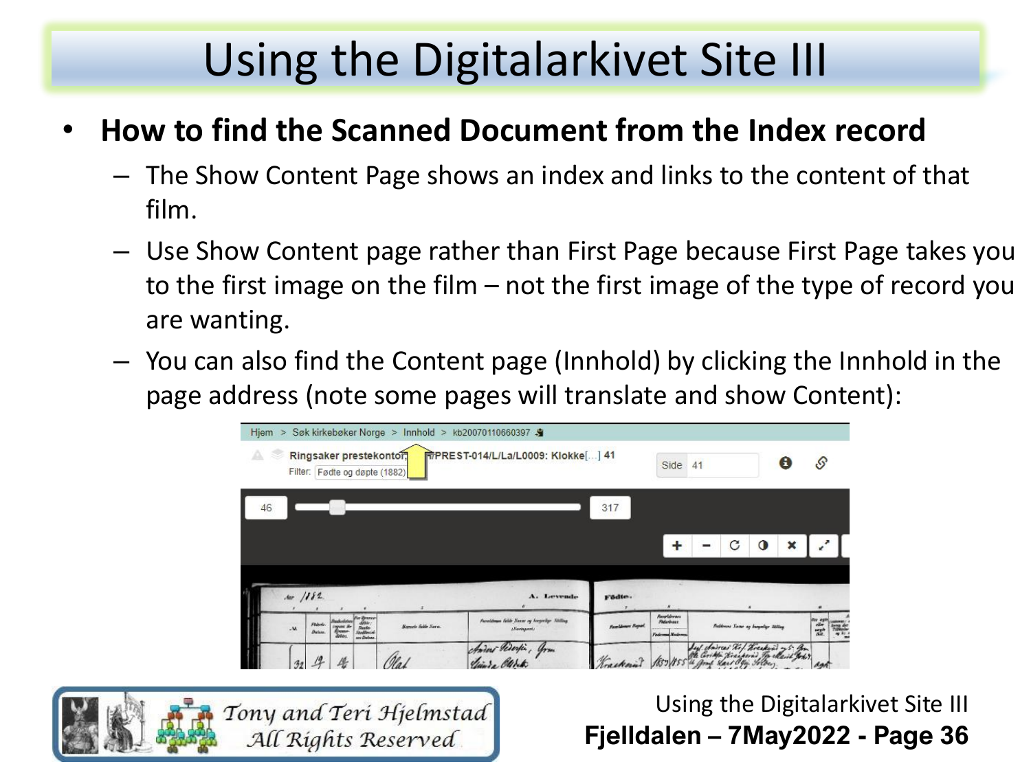# Using the Digitalarkivet Site III

- **How to find the Scanned Document from the Index record**
  - The Show Content Page shows an index and links to the content of that film.
  - Use Show Content page rather than First Page because First Page takes you to the first image on the film – not the first image of the type of record you are wanting.
  - You can also find the Content page (Innhold) by clicking the Innhold in the page address (note some pages will translate and show Content):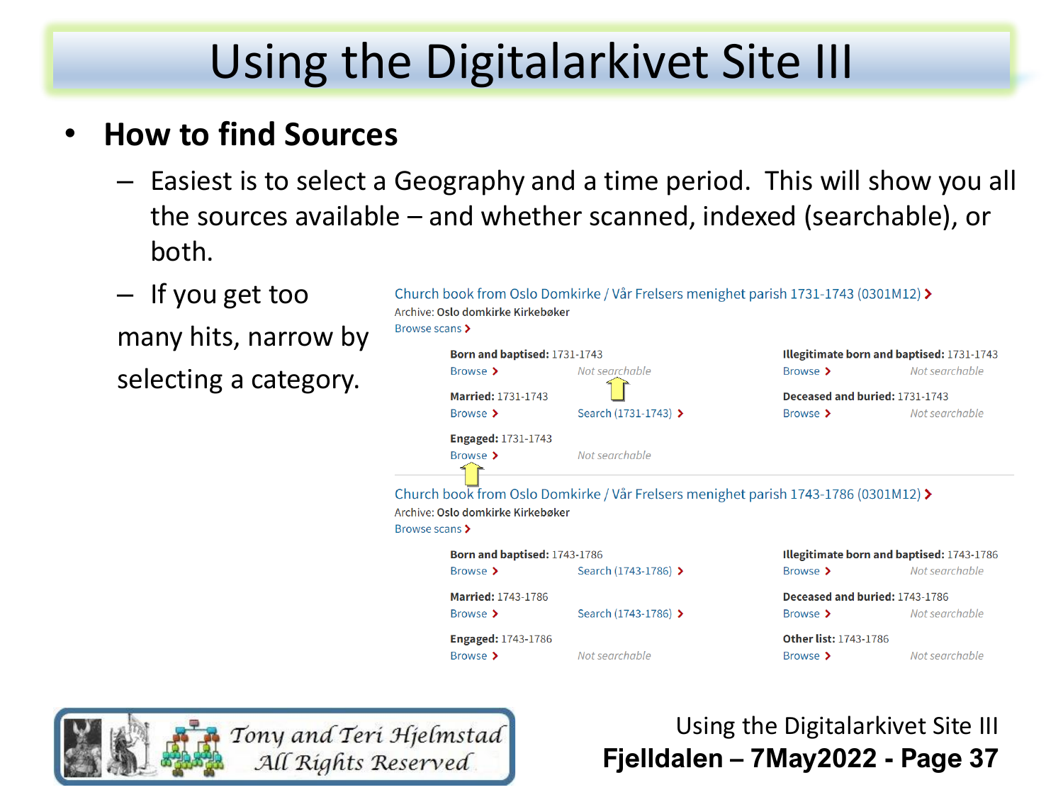# Using the Digitalarkivet Site III

- **How to find Sources**
  - Easiest is to select a Geography and a time period. This will show you all the sources available – and whether scanned, indexed (searchable), or both.
  - If you get too many hits, narrow by selecting a category.

Church book from Oslo Domkirke / Vår Frelsers menighet parish 1731-1743 (0301M12) ›
Archive: **Oslo domkirke Kirkebøker**
Browse scans ›

| | | | |
|---|---|---|---|
| **Born and baptised:** 1731-1743 | | **Illegitimate born and baptised:** 1731-1743 | |
| Browse › | *Not searchable* | Browse › | *Not searchable* |
| **Married:** 1731-1743 | | **Deceased and buried:** 1731-1743 | |
| Browse › | Search (1731-1743) › | Browse › | *Not searchable* |
| **Engaged:** 1731-1743 | | | |
| Browse › | *Not searchable* | | |

Church book from Oslo Domkirke / Vår Frelsers menighet parish 1743-1786 (0301M12) ›
Archive: **Oslo domkirke Kirkebøker**
Browse scans ›

| | | | |
|---|---|---|---|
| **Born and baptised:** 1743-1786 | | **Illegitimate born and baptised:** 1743-1786 | |
| Browse › | Search (1743-1786) › | Browse › | *Not searchable* |
| **Married:** 1743-1786 | | **Deceased and buried:** 1743-1786 | |
| Browse › | Search (1743-1786) › | Browse › | *Not searchable* |
| **Engaged:** 1743-1786 | | **Other list:** 1743-1786 | |
| Browse › | *Not searchable* | Browse › | *Not searchable* |

*Tony and Teri Hjelmstad*
*All Rights Reserved*

Using the Digitalarkivet Site III
**Fjelldalen – 7May2022 - Page 37**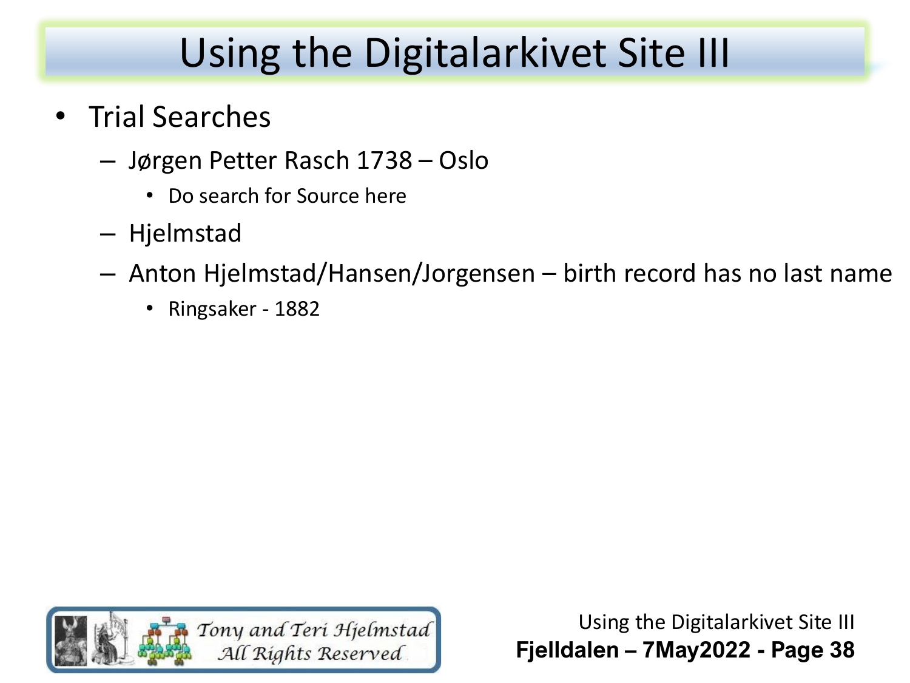# Using the Digitalarkivet Site III

- Trial Searches
  - Jørgen Petter Rasch 1738 – Oslo
    - Do search for Source here
  - Hjelmstad
  - Anton Hjelmstad/Hansen/Jorgensen – birth record has no last name
    - Ringsaker - 1882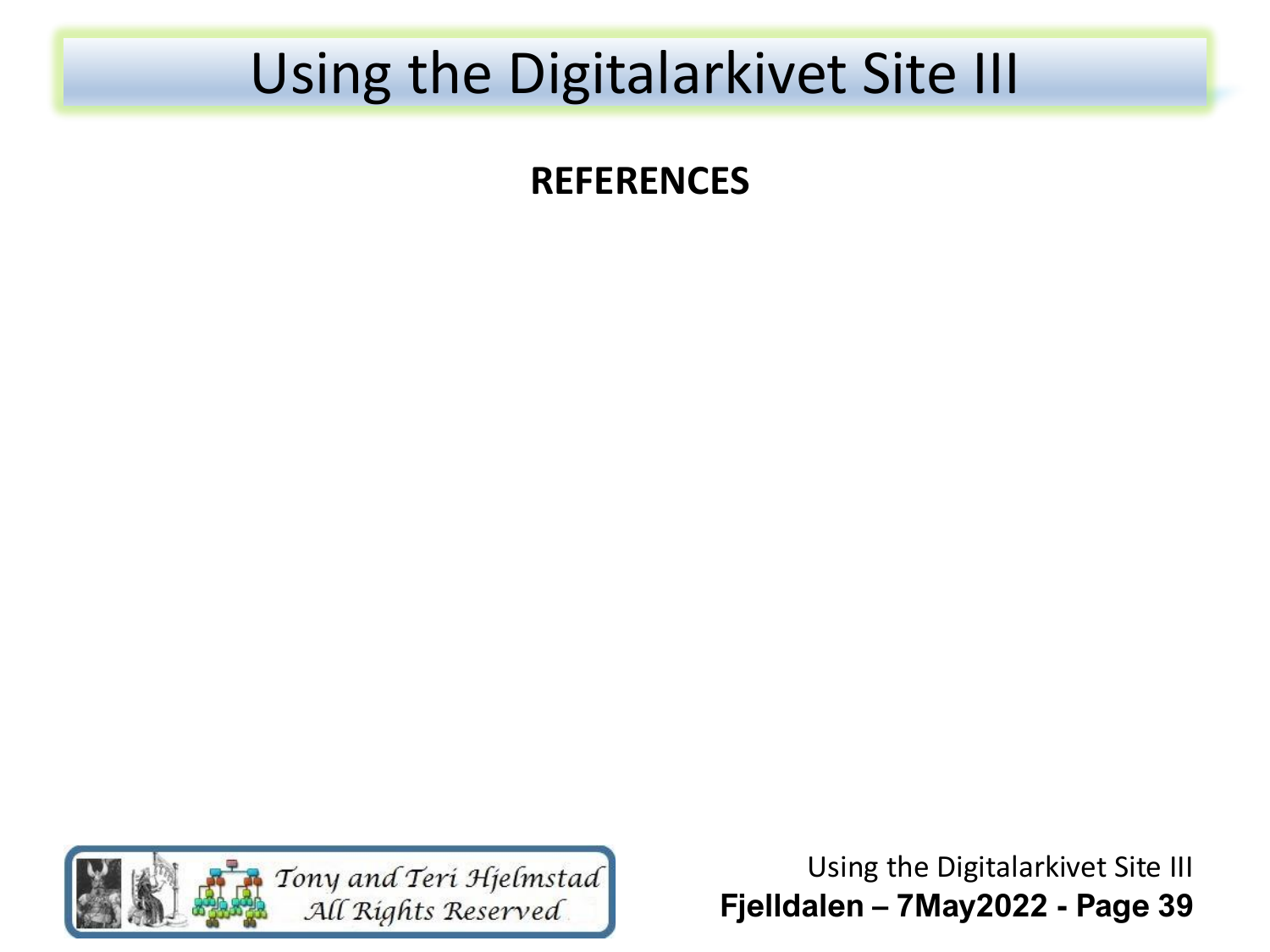# Using the Digitalarkivet Site III

**REFERENCES**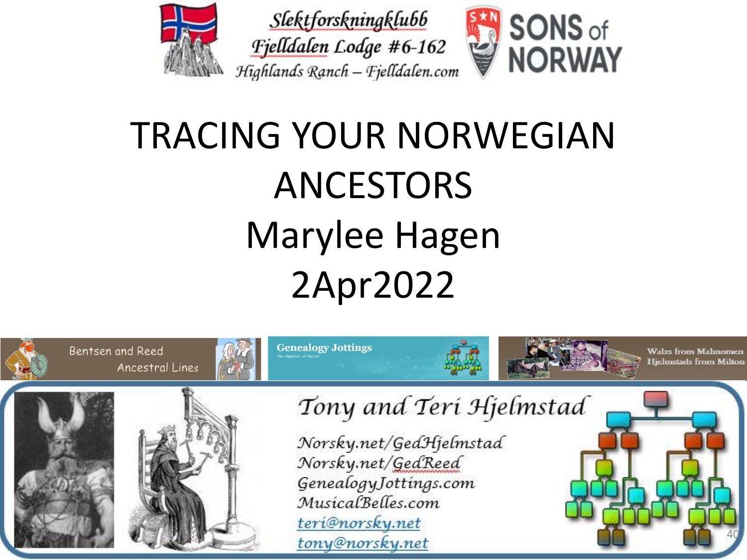Slektforskningklubb
Fjelldalen Lodge #6-162
Highlands Ranch – Fjelldalen.com

SONS of NORWAY

# TRACING YOUR NORWEGIAN ANCESTORS

## Marylee Hagen

## 2Apr2022

Bentsen and Reed Ancestral Lines

Genealogy Jottings
The Happiness of Pursuit

Walzs from Mahnomen
Hjelmstads from Milton

Tony and Teri Hjelmstad

Norsky.net/GedHjelmstad
Norsky.net/GedReed
GenealogyJottings.com
MusicalBelles.com
teri@norsky.net
tony@norsky.net